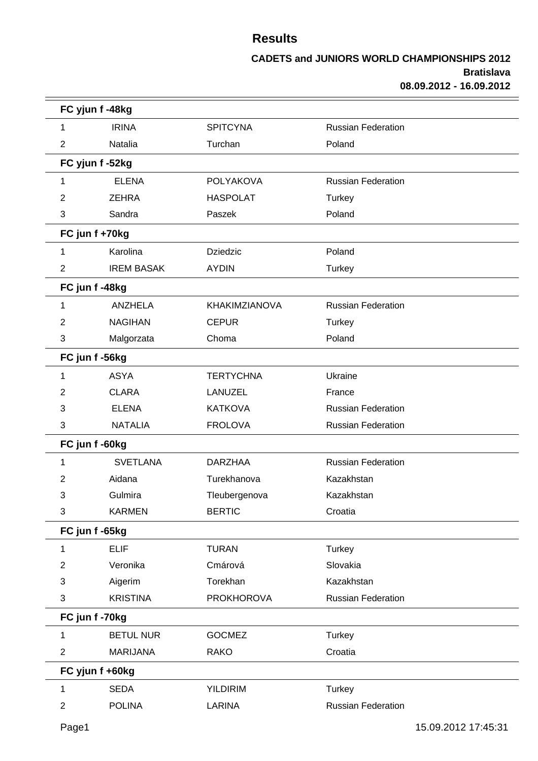# Results

**CADETS and JUNIORS WORLD CHAMPIONSHIPS 2012**
**Bratislava**
**08.09.2012 - 16.09.2012**

### FC yjun f -48kg

| | | | |
|---|---|---|---|
| 1 | IRINA | SPITCYNA | Russian Federation |
| 2 | Natalia | Turchan | Poland |

### FC yjun f -52kg

| | | | |
|---|---|---|---|
| 1 | ELENA | POLYAKOVA | Russian Federation |
| 2 | ZEHRA | HASPOLAT | Turkey |
| 3 | Sandra | Paszek | Poland |

### FC jun f +70kg

| | | | |
|---|---|---|---|
| 1 | Karolina | Dziedzic | Poland |
| 2 | IREM BASAK | AYDIN | Turkey |

### FC jun f -48kg

| | | | |
|---|---|---|---|
| 1 | ANZHELA | KHAKIMZIANOVA | Russian Federation |
| 2 | NAGIHAN | CEPUR | Turkey |
| 3 | Malgorzata | Choma | Poland |

### FC jun f -56kg

| | | | |
|---|---|---|---|
| 1 | ASYA | TERTYCHNA | Ukraine |
| 2 | CLARA | LANUZEL | France |
| 3 | ELENA | KATKOVA | Russian Federation |
| 3 | NATALIA | FROLOVA | Russian Federation |

### FC jun f -60kg

| | | | |
|---|---|---|---|
| 1 | SVETLANA | DARZHAA | Russian Federation |
| 2 | Aidana | Turekhanova | Kazakhstan |
| 3 | Gulmira | Tleubergenova | Kazakhstan |
| 3 | KARMEN | BERTIC | Croatia |

### FC jun f -65kg

| | | | |
|---|---|---|---|
| 1 | ELIF | TURAN | Turkey |
| 2 | Veronika | Cmárová | Slovakia |
| 3 | Aigerim | Torekhan | Kazakhstan |
| 3 | KRISTINA | PROKHOROVA | Russian Federation |

### FC jun f -70kg

| | | | |
|---|---|---|---|
| 1 | BETUL NUR | GOCMEZ | Turkey |
| 2 | MARIJANA | RAKO | Croatia |

### FC yjun f +60kg

| | | | |
|---|---|---|---|
| 1 | SEDA | YILDIRIM | Turkey |
| 2 | POLINA | LARINA | Russian Federation |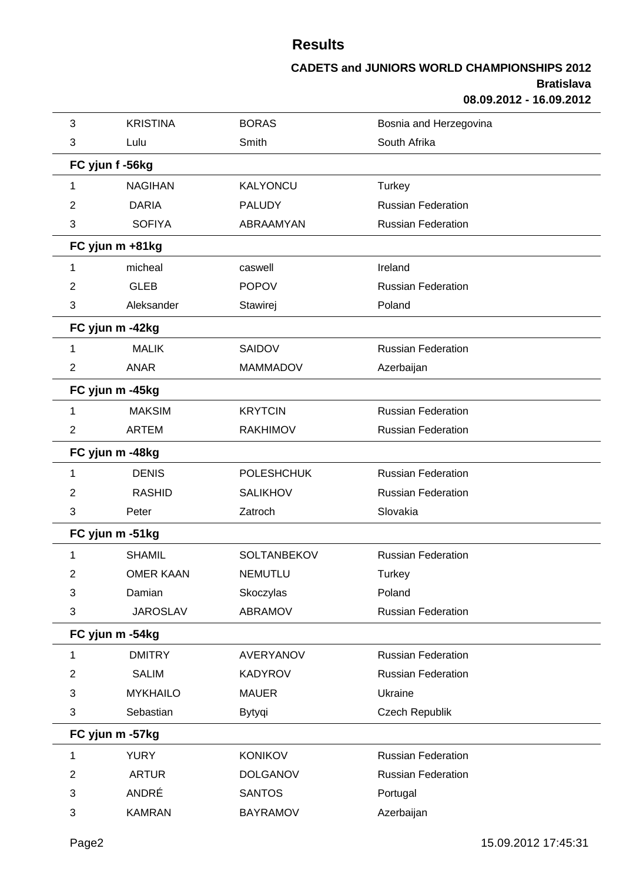# Results

**CADETS and JUNIORS WORLD CHAMPIONSHIPS 2012**
**Bratislava**
**08.09.2012 - 16.09.2012**

| | | | |
|---|---|---|---|
| 3 | KRISTINA | BORAS | Bosnia and Herzegovina |
| 3 | Lulu | Smith | South Afrika |
| **FC yjun f -56kg** | | | |
| 1 | NAGIHAN | KALYONCU | Turkey |
| 2 | DARIA | PALUDY | Russian Federation |
| 3 | SOFIYA | ABRAAMYAN | Russian Federation |
| **FC yjun m +81kg** | | | |
| 1 | micheal | caswell | Ireland |
| 2 | GLEB | POPOV | Russian Federation |
| 3 | Aleksander | Stawirej | Poland |
| **FC yjun m -42kg** | | | |
| 1 | MALIK | SAIDOV | Russian Federation |
| 2 | ANAR | MAMMADOV | Azerbaijan |
| **FC yjun m -45kg** | | | |
| 1 | MAKSIM | KRYTCIN | Russian Federation |
| 2 | ARTEM | RAKHIMOV | Russian Federation |
| **FC yjun m -48kg** | | | |
| 1 | DENIS | POLESHCHUK | Russian Federation |
| 2 | RASHID | SALIKHOV | Russian Federation |
| 3 | Peter | Zatroch | Slovakia |
| **FC yjun m -51kg** | | | |
| 1 | SHAMIL | SOLTANBEKOV | Russian Federation |
| 2 | OMER KAAN | NEMUTLU | Turkey |
| 3 | Damian | Skoczylas | Poland |
| 3 | JAROSLAV | ABRAMOV | Russian Federation |
| **FC yjun m -54kg** | | | |
| 1 | DMITRY | AVERYANOV | Russian Federation |
| 2 | SALIM | KADYROV | Russian Federation |
| 3 | MYKHAILO | MAUER | Ukraine |
| 3 | Sebastian | Bytyqi | Czech Republik |
| **FC yjun m -57kg** | | | |
| 1 | YURY | KONIKOV | Russian Federation |
| 2 | ARTUR | DOLGANOV | Russian Federation |
| 3 | ANDRÉ | SANTOS | Portugal |
| 3 | KAMRAN | BAYRAMOV | Azerbaijan |

15.09.2012 17:45:31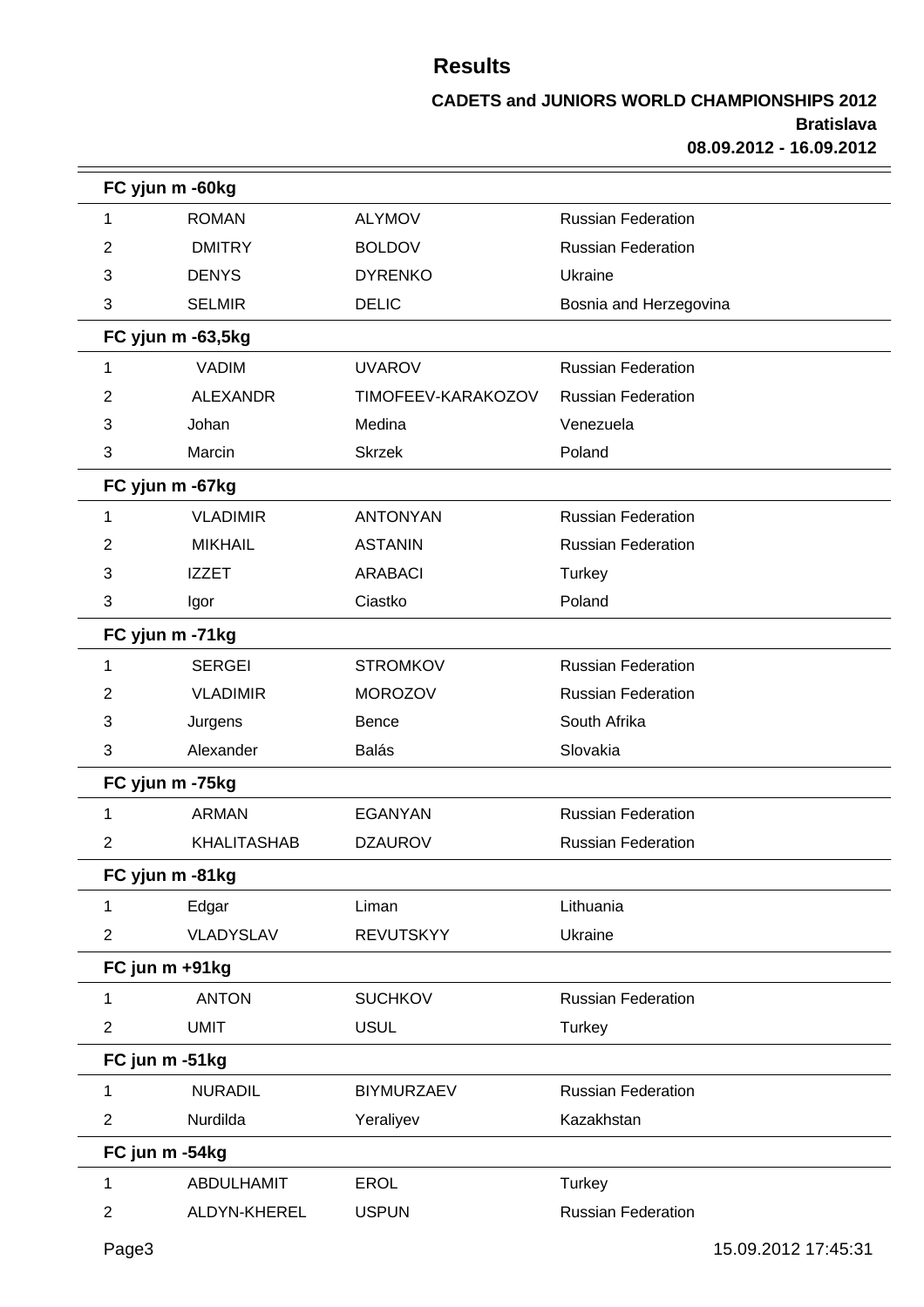# Results

### CADETS and JUNIORS WORLD CHAMPIONSHIPS 2012
### Bratislava
### 08.09.2012 - 16.09.2012

**FC yjun m -60kg**

| | | | |
|---|---|---|---|
| 1 | ROMAN | ALYMOV | Russian Federation |
| 2 | DMITRY | BOLDOV | Russian Federation |
| 3 | DENYS | DYRENKO | Ukraine |
| 3 | SELMIR | DELIC | Bosnia and Herzegovina |

**FC yjun m -63,5kg**

| | | | |
|---|---|---|---|
| 1 | VADIM | UVAROV | Russian Federation |
| 2 | ALEXANDR | TIMOFEEV-KARAKOZOV | Russian Federation |
| 3 | Johan | Medina | Venezuela |
| 3 | Marcin | Skrzek | Poland |

**FC yjun m -67kg**

| | | | |
|---|---|---|---|
| 1 | VLADIMIR | ANTONYAN | Russian Federation |
| 2 | MIKHAIL | ASTANIN | Russian Federation |
| 3 | IZZET | ARABACI | Turkey |
| 3 | Igor | Ciastko | Poland |

**FC yjun m -71kg**

| | | | |
|---|---|---|---|
| 1 | SERGEI | STROMKOV | Russian Federation |
| 2 | VLADIMIR | MOROZOV | Russian Federation |
| 3 | Jurgens | Bence | South Afrika |
| 3 | Alexander | Balás | Slovakia |

**FC yjun m -75kg**

| | | | |
|---|---|---|---|
| 1 | ARMAN | EGANYAN | Russian Federation |
| 2 | KHALITASHAB | DZAUROV | Russian Federation |

**FC yjun m -81kg**

| | | | |
|---|---|---|---|
| 1 | Edgar | Liman | Lithuania |
| 2 | VLADYSLAV | REVUTSKYY | Ukraine |

**FC jun m +91kg**

| | | | |
|---|---|---|---|
| 1 | ANTON | SUCHKOV | Russian Federation |
| 2 | UMIT | USUL | Turkey |

**FC jun m -51kg**

| | | | |
|---|---|---|---|
| 1 | NURADIL | BIYMURZAEV | Russian Federation |
| 2 | Nurdilda | Yeraliyev | Kazakhstan |

**FC jun m -54kg**

| | | | |
|---|---|---|---|
| 1 | ABDULHAMIT | EROL | Turkey |
| 2 | ALDYN-KHEREL | USPUN | Russian Federation |

15.09.2012 17:45:31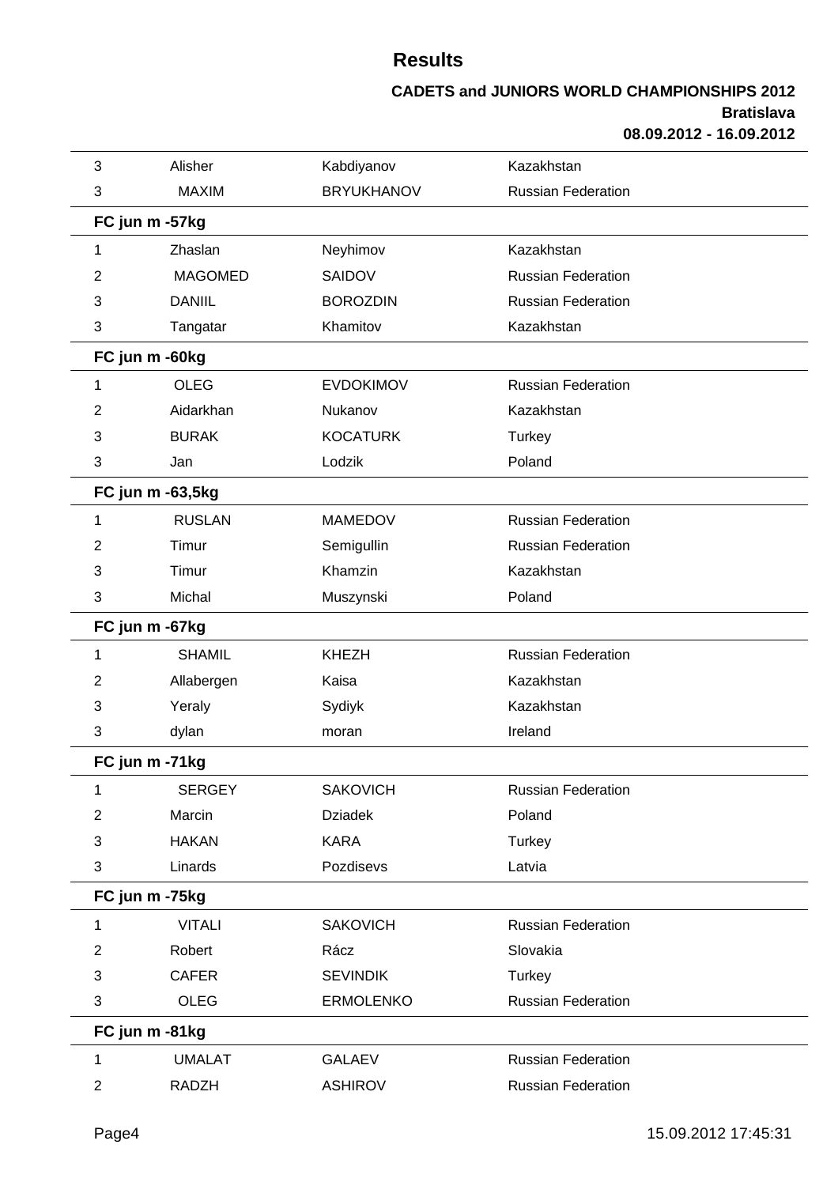## Results

**CADETS and JUNIORS WORLD CHAMPIONSHIPS 2012**
**Bratislava**
**08.09.2012 - 16.09.2012**

| | | | |
|---|---|---|---|
| 3 | Alisher | Kabdiyanov | Kazakhstan |
| 3 | MAXIM | BRYUKHANOV | Russian Federation |

**FC jun m -57kg**

| | | | |
|---|---|---|---|
| 1 | Zhaslan | Neyhimov | Kazakhstan |
| 2 | MAGOMED | SAIDOV | Russian Federation |
| 3 | DANIIL | BOROZDIN | Russian Federation |
| 3 | Tangatar | Khamitov | Kazakhstan |

**FC jun m -60kg**

| | | | |
|---|---|---|---|
| 1 | OLEG | EVDOKIMOV | Russian Federation |
| 2 | Aidarkhan | Nukanov | Kazakhstan |
| 3 | BURAK | KOCATURK | Turkey |
| 3 | Jan | Lodzik | Poland |

**FC jun m -63,5kg**

| | | | |
|---|---|---|---|
| 1 | RUSLAN | MAMEDOV | Russian Federation |
| 2 | Timur | Semigullin | Russian Federation |
| 3 | Timur | Khamzin | Kazakhstan |
| 3 | Michal | Muszynski | Poland |

**FC jun m -67kg**

| | | | |
|---|---|---|---|
| 1 | SHAMIL | KHEZH | Russian Federation |
| 2 | Allabergen | Kaisa | Kazakhstan |
| 3 | Yeraly | Sydiyk | Kazakhstan |
| 3 | dylan | moran | Ireland |

**FC jun m -71kg**

| | | | |
|---|---|---|---|
| 1 | SERGEY | SAKOVICH | Russian Federation |
| 2 | Marcin | Dziadek | Poland |
| 3 | HAKAN | KARA | Turkey |
| 3 | Linards | Pozdisevs | Latvia |

**FC jun m -75kg**

| | | | |
|---|---|---|---|
| 1 | VITALI | SAKOVICH | Russian Federation |
| 2 | Robert | Rácz | Slovakia |
| 3 | CAFER | SEVINDIK | Turkey |
| 3 | OLEG | ERMOLENKO | Russian Federation |

**FC jun m -81kg**

| | | | |
|---|---|---|---|
| 1 | UMALAT | GALAEV | Russian Federation |
| 2 | RADZH | ASHIROV | Russian Federation |

15.09.2012 17:45:31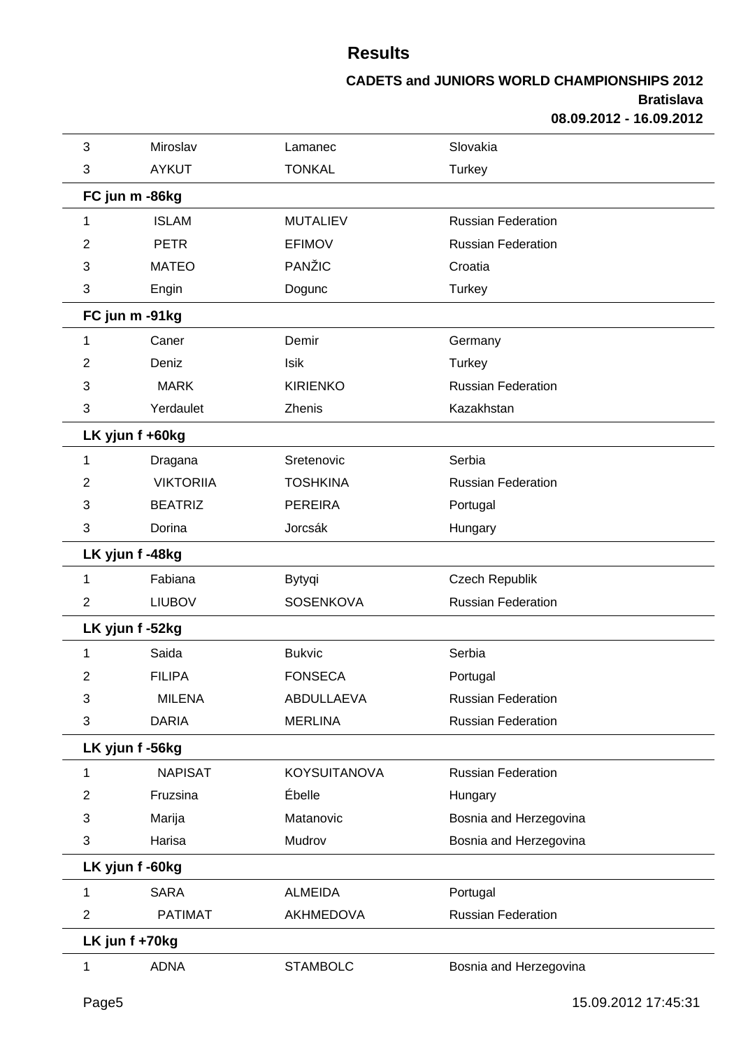# Results

**CADETS and JUNIORS WORLD CHAMPIONSHIPS 2012**
**Bratislava**
**08.09.2012 - 16.09.2012**

| | | | |
|---|---|---|---|
| 3 | Miroslav | Lamanec | Slovakia |
| 3 | AYKUT | TONKAL | Turkey |
| **FC jun m -86kg** | | | |
| 1 | ISLAM | MUTALIEV | Russian Federation |
| 2 | PETR | EFIMOV | Russian Federation |
| 3 | MATEO | PANŽIC | Croatia |
| 3 | Engin | Dogunc | Turkey |
| **FC jun m -91kg** | | | |
| 1 | Caner | Demir | Germany |
| 2 | Deniz | Isik | Turkey |
| 3 | MARK | KIRIENKO | Russian Federation |
| 3 | Yerdaulet | Zhenis | Kazakhstan |
| **LK yjun f +60kg** | | | |
| 1 | Dragana | Sretenovic | Serbia |
| 2 | VIKTORIIA | TOSHKINA | Russian Federation |
| 3 | BEATRIZ | PEREIRA | Portugal |
| 3 | Dorina | Jorcsák | Hungary |
| **LK yjun f -48kg** | | | |
| 1 | Fabiana | Bytyqi | Czech Republik |
| 2 | LIUBOV | SOSENKOVA | Russian Federation |
| **LK yjun f -52kg** | | | |
| 1 | Saida | Bukvic | Serbia |
| 2 | FILIPA | FONSECA | Portugal |
| 3 | MILENA | ABDULLAEVA | Russian Federation |
| 3 | DARIA | MERLINA | Russian Federation |
| **LK yjun f -56kg** | | | |
| 1 | NAPISAT | KOYSUITANOVA | Russian Federation |
| 2 | Fruzsina | Ébelle | Hungary |
| 3 | Marija | Matanovic | Bosnia and Herzegovina |
| 3 | Harisa | Mudrov | Bosnia and Herzegovina |
| **LK yjun f -60kg** | | | |
| 1 | SARA | ALMEIDA | Portugal |
| 2 | PATIMAT | AKHMEDOVA | Russian Federation |
| **LK jun f +70kg** | | | |
| 1 | ADNA | STAMBOLC | Bosnia and Herzegovina |

15.09.2012 17:45:31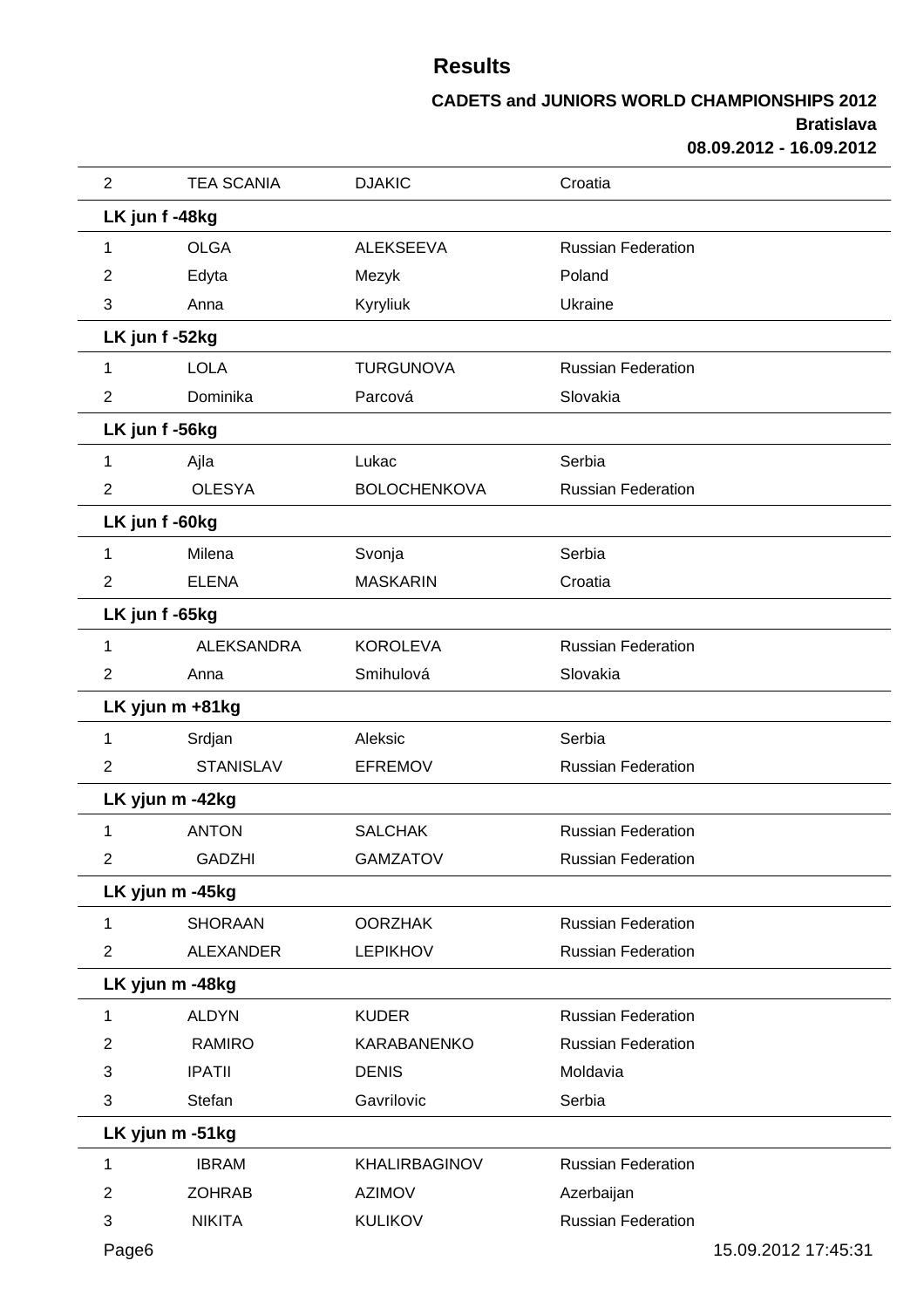# Results

**CADETS and JUNIORS WORLD CHAMPIONSHIPS 2012**
**Bratislava**
**08.09.2012 - 16.09.2012**

| | | | |
|---|---|---|---|
| 2 | TEA SCANIA | DJAKIC | Croatia |

**LK jun f -48kg**

| | | | |
|---|---|---|---|
| 1 | OLGA | ALEKSEEVA | Russian Federation |
| 2 | Edyta | Mezyk | Poland |
| 3 | Anna | Kyryliuk | Ukraine |

**LK jun f -52kg**

| | | | |
|---|---|---|---|
| 1 | LOLA | TURGUNOVA | Russian Federation |
| 2 | Dominika | Parcová | Slovakia |

**LK jun f -56kg**

| | | | |
|---|---|---|---|
| 1 | Ajla | Lukac | Serbia |
| 2 | OLESYA | BOLOCHENKOVA | Russian Federation |

**LK jun f -60kg**

| | | | |
|---|---|---|---|
| 1 | Milena | Svonja | Serbia |
| 2 | ELENA | MASKARIN | Croatia |

**LK jun f -65kg**

| | | | |
|---|---|---|---|
| 1 | ALEKSANDRA | KOROLEVA | Russian Federation |
| 2 | Anna | Smihulová | Slovakia |

**LK yjun m +81kg**

| | | | |
|---|---|---|---|
| 1 | Srdjan | Aleksic | Serbia |
| 2 | STANISLAV | EFREMOV | Russian Federation |

**LK yjun m -42kg**

| | | | |
|---|---|---|---|
| 1 | ANTON | SALCHAK | Russian Federation |
| 2 | GADZHI | GAMZATOV | Russian Federation |

**LK yjun m -45kg**

| | | | |
|---|---|---|---|
| 1 | SHORAAN | OORZHAK | Russian Federation |
| 2 | ALEXANDER | LEPIKHOV | Russian Federation |

**LK yjun m -48kg**

| | | | |
|---|---|---|---|
| 1 | ALDYN | KUDER | Russian Federation |
| 2 | RAMIRO | KARABANENKO | Russian Federation |
| 3 | IPATII | DENIS | Moldavia |
| 3 | Stefan | Gavrilovic | Serbia |

**LK yjun m -51kg**

| | | | |
|---|---|---|---|
| 1 | IBRAM | KHALIRBAGINOV | Russian Federation |
| 2 | ZOHRAB | AZIMOV | Azerbaijan |
| 3 | NIKITA | KULIKOV | Russian Federation |

15.09.2012 17:45:31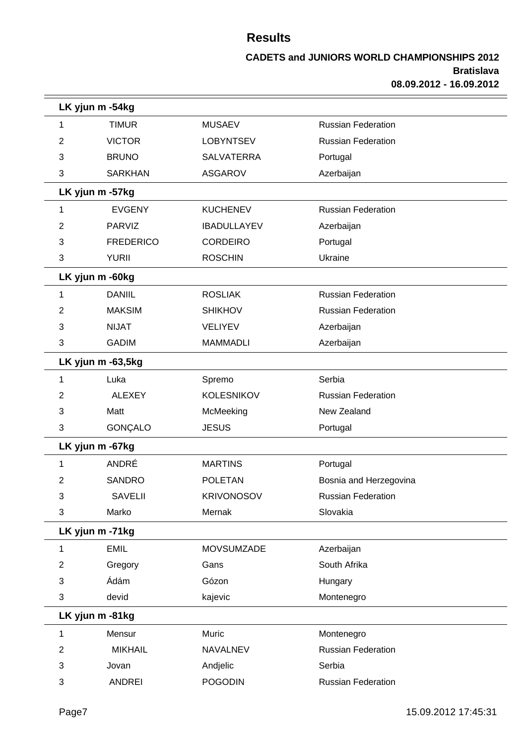# Results

**CADETS and JUNIORS WORLD CHAMPIONSHIPS 2012**
**Bratislava**
**08.09.2012 - 16.09.2012**

### LK yjun m -54kg

| | | | |
|---|---|---|---|
| 1 | TIMUR | MUSAEV | Russian Federation |
| 2 | VICTOR | LOBYNTSEV | Russian Federation |
| 3 | BRUNO | SALVATERRA | Portugal |
| 3 | SARKHAN | ASGAROV | Azerbaijan |

### LK yjun m -57kg

| | | | |
|---|---|---|---|
| 1 | EVGENY | KUCHENEV | Russian Federation |
| 2 | PARVIZ | IBADULLAYEV | Azerbaijan |
| 3 | FREDERICO | CORDEIRO | Portugal |
| 3 | YURII | ROSCHIN | Ukraine |

### LK yjun m -60kg

| | | | |
|---|---|---|---|
| 1 | DANIIL | ROSLIAK | Russian Federation |
| 2 | MAKSIM | SHIKHOV | Russian Federation |
| 3 | NIJAT | VELIYEV | Azerbaijan |
| 3 | GADIM | MAMMADLI | Azerbaijan |

### LK yjun m -63,5kg

| | | | |
|---|---|---|---|
| 1 | Luka | Spremo | Serbia |
| 2 | ALEXEY | KOLESNIKOV | Russian Federation |
| 3 | Matt | McMeeking | New Zealand |
| 3 | GONÇALO | JESUS | Portugal |

### LK yjun m -67kg

| | | | |
|---|---|---|---|
| 1 | ANDRÉ | MARTINS | Portugal |
| 2 | SANDRO | POLETAN | Bosnia and Herzegovina |
| 3 | SAVELII | KRIVONOSOV | Russian Federation |
| 3 | Marko | Mernak | Slovakia |

### LK yjun m -71kg

| | | | |
|---|---|---|---|
| 1 | EMIL | MOVSUMZADE | Azerbaijan |
| 2 | Gregory | Gans | South Afrika |
| 3 | Ádám | Gózon | Hungary |
| 3 | devid | kajevic | Montenegro |

### LK yjun m -81kg

| | | | |
|---|---|---|---|
| 1 | Mensur | Muric | Montenegro |
| 2 | MIKHAIL | NAVALNEV | Russian Federation |
| 3 | Jovan | Andjelic | Serbia |
| 3 | ANDREI | POGODIN | Russian Federation |

15.09.2012 17:45:31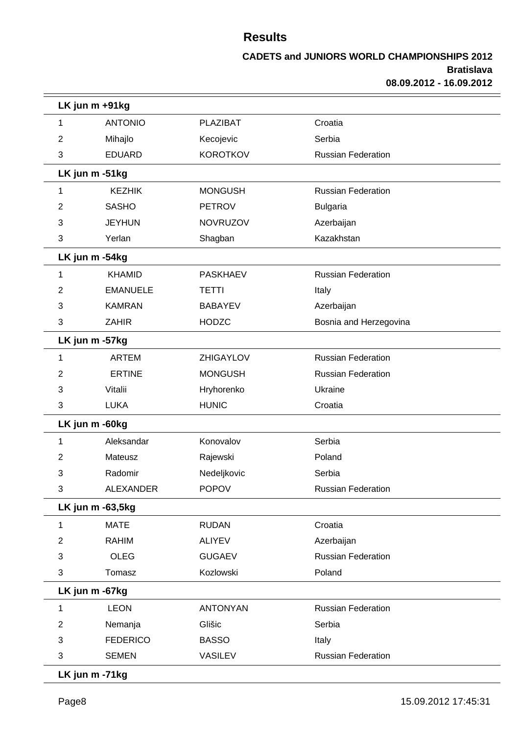# Results

**CADETS and JUNIORS WORLD CHAMPIONSHIPS 2012**
**Bratislava**
**08.09.2012 - 16.09.2012**

**LK jun m +91kg**

| | | | |
|---|---|---|---|
| 1 | ANTONIO | PLAZIBAT | Croatia |
| 2 | Mihajlo | Kecojevic | Serbia |
| 3 | EDUARD | KOROTKOV | Russian Federation |

**LK jun m -51kg**

| | | | |
|---|---|---|---|
| 1 | KEZHIK | MONGUSH | Russian Federation |
| 2 | SASHO | PETROV | Bulgaria |
| 3 | JEYHUN | NOVRUZOV | Azerbaijan |
| 3 | Yerlan | Shagban | Kazakhstan |

**LK jun m -54kg**

| | | | |
|---|---|---|---|
| 1 | KHAMID | PASKHAEV | Russian Federation |
| 2 | EMANUELE | TETTI | Italy |
| 3 | KAMRAN | BABAYEV | Azerbaijan |
| 3 | ZAHIR | HODZC | Bosnia and Herzegovina |

**LK jun m -57kg**

| | | | |
|---|---|---|---|
| 1 | ARTEM | ZHIGAYLOV | Russian Federation |
| 2 | ERTINE | MONGUSH | Russian Federation |
| 3 | Vitalii | Hryhorenko | Ukraine |
| 3 | LUKA | HUNIC | Croatia |

**LK jun m -60kg**

| | | | |
|---|---|---|---|
| 1 | Aleksandar | Konovalov | Serbia |
| 2 | Mateusz | Rajewski | Poland |
| 3 | Radomir | Nedeljkovic | Serbia |
| 3 | ALEXANDER | POPOV | Russian Federation |

**LK jun m -63,5kg**

| | | | |
|---|---|---|---|
| 1 | MATE | RUDAN | Croatia |
| 2 | RAHIM | ALIYEV | Azerbaijan |
| 3 | OLEG | GUGAEV | Russian Federation |
| 3 | Tomasz | Kozlowski | Poland |

**LK jun m -67kg**

| | | | |
|---|---|---|---|
| 1 | LEON | ANTONYAN | Russian Federation |
| 2 | Nemanja | Glišic | Serbia |
| 3 | FEDERICO | BASSO | Italy |
| 3 | SEMEN | VASILEV | Russian Federation |

**LK jun m -71kg**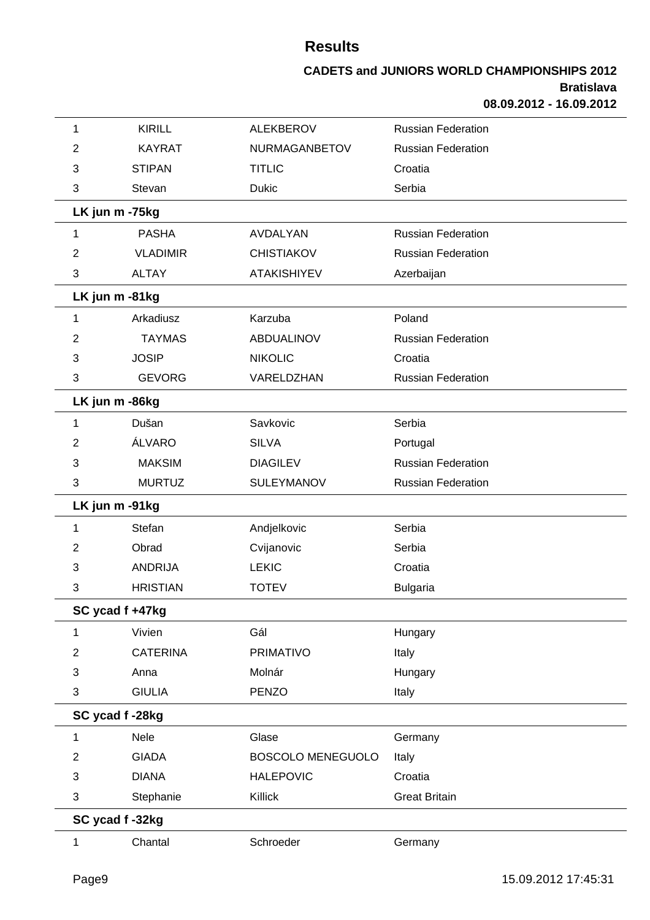# Results

**CADETS and JUNIORS WORLD CHAMPIONSHIPS 2012**
**Bratislava**
**08.09.2012 - 16.09.2012**

| | | | |
|---|---|---|---|
| 1 | KIRILL | ALEKBEROV | Russian Federation |
| 2 | KAYRAT | NURMAGANBETOV | Russian Federation |
| 3 | STIPAN | TITLIC | Croatia |
| 3 | Stevan | Dukic | Serbia |

**LK jun m -75kg**

| | | | |
|---|---|---|---|
| 1 | PASHA | AVDALYAN | Russian Federation |
| 2 | VLADIMIR | CHISTIAKOV | Russian Federation |
| 3 | ALTAY | ATAKISHIYEV | Azerbaijan |

**LK jun m -81kg**

| | | | |
|---|---|---|---|
| 1 | Arkadiusz | Karzuba | Poland |
| 2 | TAYMAS | ABDUALINOV | Russian Federation |
| 3 | JOSIP | NIKOLIC | Croatia |
| 3 | GEVORG | VARELDZHAN | Russian Federation |

**LK jun m -86kg**

| | | | |
|---|---|---|---|
| 1 | Dušan | Savkovic | Serbia |
| 2 | ÁLVARO | SILVA | Portugal |
| 3 | MAKSIM | DIAGILEV | Russian Federation |
| 3 | MURTUZ | SULEYMANOV | Russian Federation |

**LK jun m -91kg**

| | | | |
|---|---|---|---|
| 1 | Stefan | Andjelkovic | Serbia |
| 2 | Obrad | Cvijanovic | Serbia |
| 3 | ANDRIJA | LEKIC | Croatia |
| 3 | HRISTIAN | TOTEV | Bulgaria |

**SC ycad f +47kg**

| | | | |
|---|---|---|---|
| 1 | Vivien | Gál | Hungary |
| 2 | CATERINA | PRIMATIVO | Italy |
| 3 | Anna | Molnár | Hungary |
| 3 | GIULIA | PENZO | Italy |

**SC ycad f -28kg**

| | | | |
|---|---|---|---|
| 1 | Nele | Glase | Germany |
| 2 | GIADA | BOSCOLO MENEGUOLO | Italy |
| 3 | DIANA | HALEPOVIC | Croatia |
| 3 | Stephanie | Killick | Great Britain |

**SC ycad f -32kg**

| | | | |
|---|---|---|---|
| 1 | Chantal | Schroeder | Germany |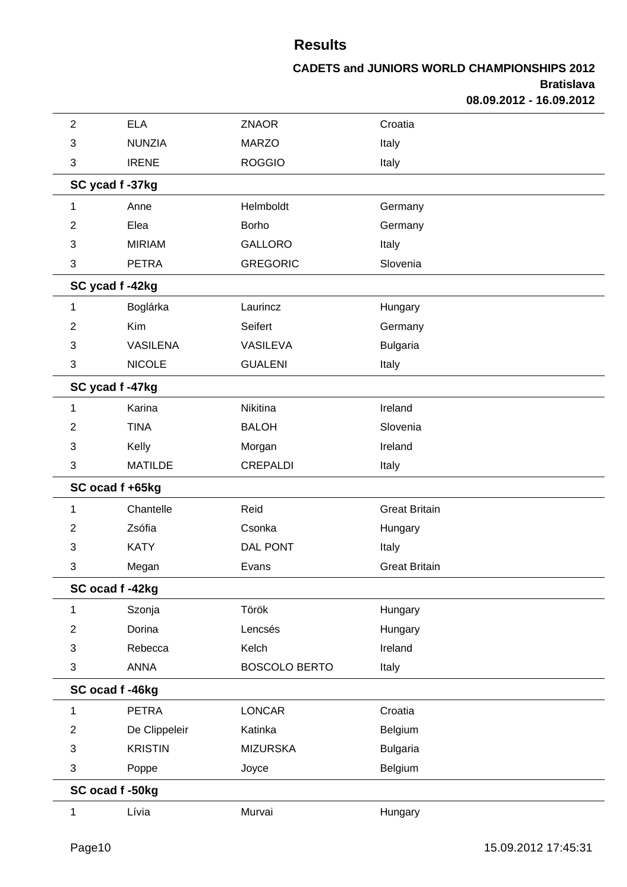# Results

**CADETS and JUNIORS WORLD CHAMPIONSHIPS 2012**
**Bratislava**
**08.09.2012 - 16.09.2012**

| | | | |
|---|---|---|---|
| 2 | ELA | ZNAOR | Croatia |
| 3 | NUNZIA | MARZO | Italy |
| 3 | IRENE | ROGGIO | Italy |

**SC ycad f -37kg**

| | | | |
|---|---|---|---|
| 1 | Anne | Helmboldt | Germany |
| 2 | Elea | Borho | Germany |
| 3 | MIRIAM | GALLORO | Italy |
| 3 | PETRA | GREGORIC | Slovenia |

**SC ycad f -42kg**

| | | | |
|---|---|---|---|
| 1 | Boglárka | Laurincz | Hungary |
| 2 | Kim | Seifert | Germany |
| 3 | VASILENA | VASILEVA | Bulgaria |
| 3 | NICOLE | GUALENI | Italy |

**SC ycad f -47kg**

| | | | |
|---|---|---|---|
| 1 | Karina | Nikitina | Ireland |
| 2 | TINA | BALOH | Slovenia |
| 3 | Kelly | Morgan | Ireland |
| 3 | MATILDE | CREPALDI | Italy |

**SC ocad f +65kg**

| | | | |
|---|---|---|---|
| 1 | Chantelle | Reid | Great Britain |
| 2 | Zsófia | Csonka | Hungary |
| 3 | KATY | DAL PONT | Italy |
| 3 | Megan | Evans | Great Britain |

**SC ocad f -42kg**

| | | | |
|---|---|---|---|
| 1 | Szonja | Török | Hungary |
| 2 | Dorina | Lencsés | Hungary |
| 3 | Rebecca | Kelch | Ireland |
| 3 | ANNA | BOSCOLO BERTO | Italy |

**SC ocad f -46kg**

| | | | |
|---|---|---|---|
| 1 | PETRA | LONCAR | Croatia |
| 2 | De Clippeleir | Katinka | Belgium |
| 3 | KRISTIN | MIZURSKA | Bulgaria |
| 3 | Poppe | Joyce | Belgium |

**SC ocad f -50kg**

| | | | |
|---|---|---|---|
| 1 | Lívia | Murvai | Hungary |

15.09.2012 17:45:31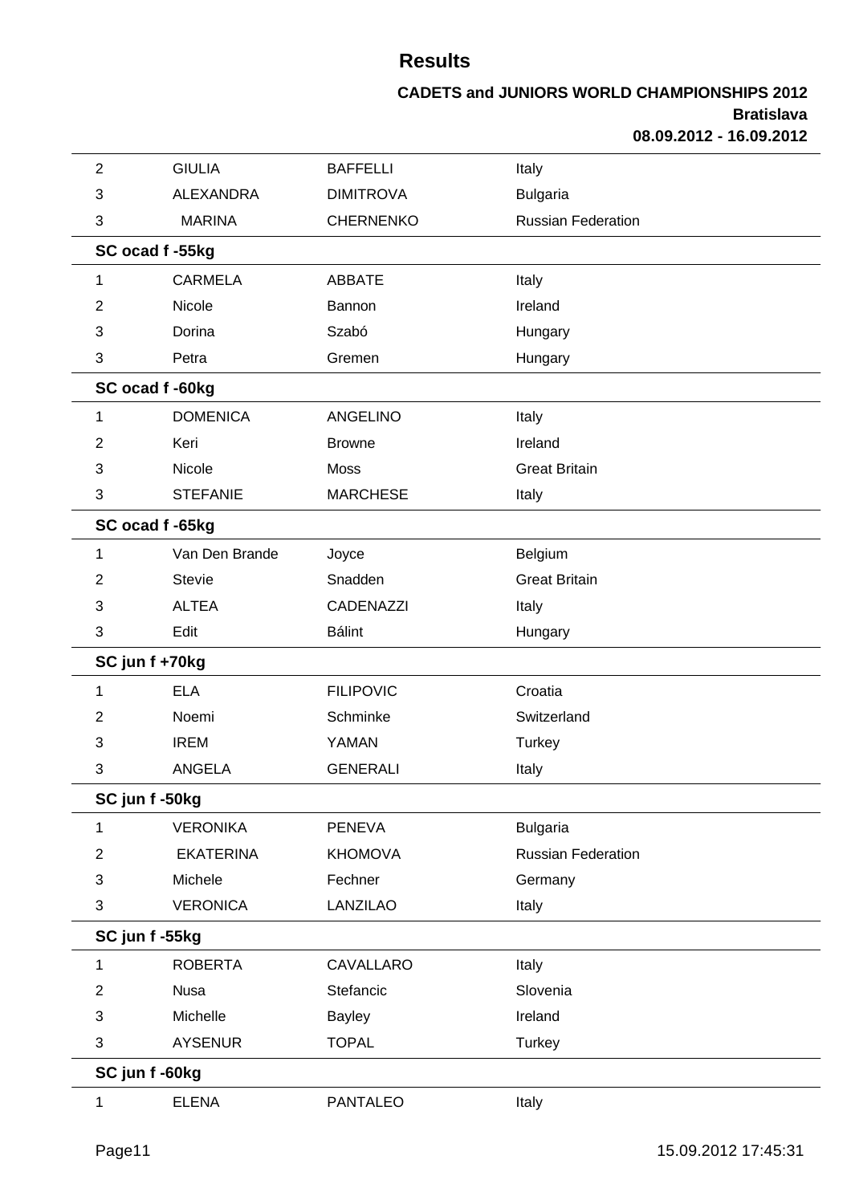# Results

**CADETS and JUNIORS WORLD CHAMPIONSHIPS 2012**
**Bratislava**
**08.09.2012 - 16.09.2012**

| | | | |
|---|---|---|---|
| 2 | GIULIA | BAFFELLI | Italy |
| 3 | ALEXANDRA | DIMITROVA | Bulgaria |
| 3 | MARINA | CHERNENKO | Russian Federation |

**SC ocad f -55kg**

| | | | |
|---|---|---|---|
| 1 | CARMELA | ABBATE | Italy |
| 2 | Nicole | Bannon | Ireland |
| 3 | Dorina | Szabó | Hungary |
| 3 | Petra | Gremen | Hungary |

**SC ocad f -60kg**

| | | | |
|---|---|---|---|
| 1 | DOMENICA | ANGELINO | Italy |
| 2 | Keri | Browne | Ireland |
| 3 | Nicole | Moss | Great Britain |
| 3 | STEFANIE | MARCHESE | Italy |

**SC ocad f -65kg**

| | | | |
|---|---|---|---|
| 1 | Van Den Brande | Joyce | Belgium |
| 2 | Stevie | Snadden | Great Britain |
| 3 | ALTEA | CADENAZZI | Italy |
| 3 | Edit | Bálint | Hungary |

**SC jun f +70kg**

| | | | |
|---|---|---|---|
| 1 | ELA | FILIPOVIC | Croatia |
| 2 | Noemi | Schminke | Switzerland |
| 3 | IREM | YAMAN | Turkey |
| 3 | ANGELA | GENERALI | Italy |

**SC jun f -50kg**

| | | | |
|---|---|---|---|
| 1 | VERONIKA | PENEVA | Bulgaria |
| 2 | EKATERINA | KHOMOVA | Russian Federation |
| 3 | Michele | Fechner | Germany |
| 3 | VERONICA | LANZILAO | Italy |

**SC jun f -55kg**

| | | | |
|---|---|---|---|
| 1 | ROBERTA | CAVALLARO | Italy |
| 2 | Nusa | Stefancic | Slovenia |
| 3 | Michelle | Bayley | Ireland |
| 3 | AYSENUR | TOPAL | Turkey |

**SC jun f -60kg**

| | | | |
|---|---|---|---|
| 1 | ELENA | PANTALEO | Italy |

15.09.2012 17:45:31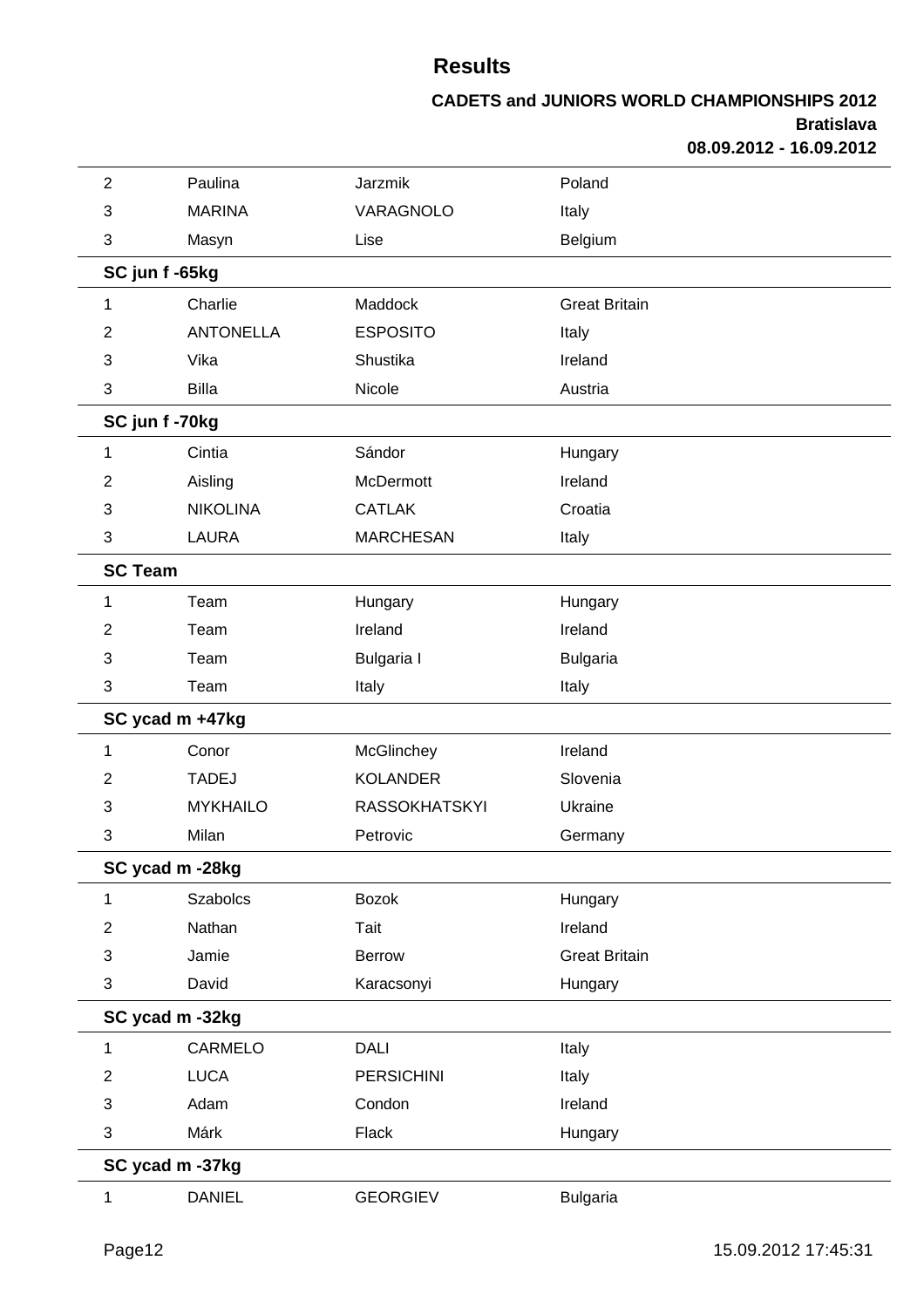# Results

**CADETS and JUNIORS WORLD CHAMPIONSHIPS 2012**
**Bratislava**
**08.09.2012 - 16.09.2012**

| | | | |
|---|---|---|---|
| 2 | Paulina | Jarzmik | Poland |
| 3 | MARINA | VARAGNOLO | Italy |
| 3 | Masyn | Lise | Belgium |

**SC jun f -65kg**

| | | | |
|---|---|---|---|
| 1 | Charlie | Maddock | Great Britain |
| 2 | ANTONELLA | ESPOSITO | Italy |
| 3 | Vika | Shustika | Ireland |
| 3 | Billa | Nicole | Austria |

**SC jun f -70kg**

| | | | |
|---|---|---|---|
| 1 | Cintia | Sándor | Hungary |
| 2 | Aisling | McDermott | Ireland |
| 3 | NIKOLINA | CATLAK | Croatia |
| 3 | LAURA | MARCHESAN | Italy |

**SC Team**

| | | | |
|---|---|---|---|
| 1 | Team | Hungary | Hungary |
| 2 | Team | Ireland | Ireland |
| 3 | Team | Bulgaria I | Bulgaria |
| 3 | Team | Italy | Italy |

**SC ycad m +47kg**

| | | | |
|---|---|---|---|
| 1 | Conor | McGlinchey | Ireland |
| 2 | TADEJ | KOLANDER | Slovenia |
| 3 | MYKHAILO | RASSOKHATSKYI | Ukraine |
| 3 | Milan | Petrovic | Germany |

**SC ycad m -28kg**

| | | | |
|---|---|---|---|
| 1 | Szabolcs | Bozok | Hungary |
| 2 | Nathan | Tait | Ireland |
| 3 | Jamie | Berrow | Great Britain |
| 3 | David | Karacsonyi | Hungary |

**SC ycad m -32kg**

| | | | |
|---|---|---|---|
| 1 | CARMELO | DALI | Italy |
| 2 | LUCA | PERSICHINI | Italy |
| 3 | Adam | Condon | Ireland |
| 3 | Márk | Flack | Hungary |

**SC ycad m -37kg**

| | | | |
|---|---|---|---|
| 1 | DANIEL | GEORGIEV | Bulgaria |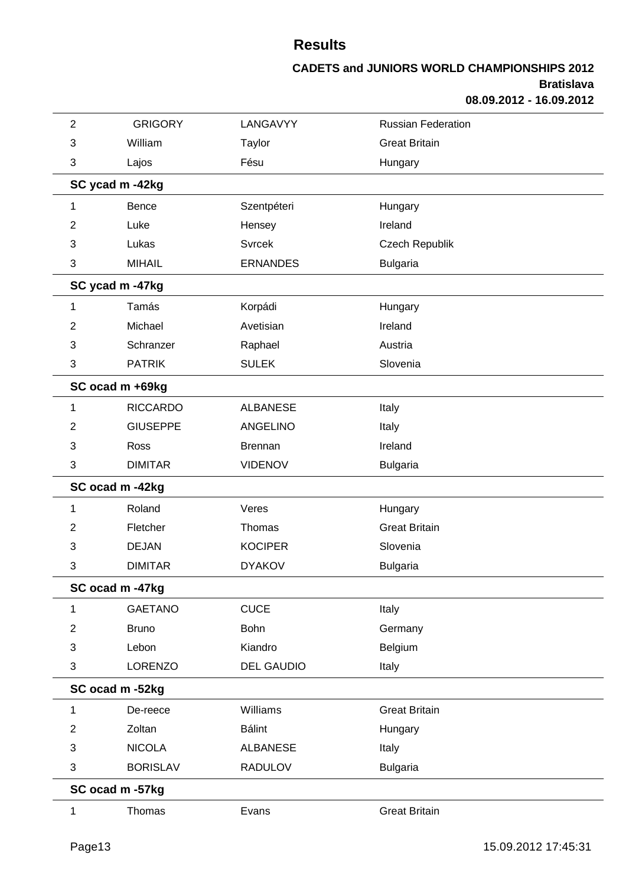# Results

**CADETS and JUNIORS WORLD CHAMPIONSHIPS 2012**
**Bratislava**
**08.09.2012 - 16.09.2012**

| | | | |
|---|---|---|---|
| 2 | GRIGORY | LANGAVYY | Russian Federation |
| 3 | William | Taylor | Great Britain |
| 3 | Lajos | Fésu | Hungary |
| **SC ycad m -42kg** | | | |
| 1 | Bence | Szentpéteri | Hungary |
| 2 | Luke | Hensey | Ireland |
| 3 | Lukas | Svrcek | Czech Republik |
| 3 | MIHAIL | ERNANDES | Bulgaria |
| **SC ycad m -47kg** | | | |
| 1 | Tamás | Korpádi | Hungary |
| 2 | Michael | Avetisian | Ireland |
| 3 | Schranzer | Raphael | Austria |
| 3 | PATRIK | SULEK | Slovenia |
| **SC ocad m +69kg** | | | |
| 1 | RICCARDO | ALBANESE | Italy |
| 2 | GIUSEPPE | ANGELINO | Italy |
| 3 | Ross | Brennan | Ireland |
| 3 | DIMITAR | VIDENOV | Bulgaria |
| **SC ocad m -42kg** | | | |
| 1 | Roland | Veres | Hungary |
| 2 | Fletcher | Thomas | Great Britain |
| 3 | DEJAN | KOCIPER | Slovenia |
| 3 | DIMITAR | DYAKOV | Bulgaria |
| **SC ocad m -47kg** | | | |
| 1 | GAETANO | CUCE | Italy |
| 2 | Bruno | Bohn | Germany |
| 3 | Lebon | Kiandro | Belgium |
| 3 | LORENZO | DEL GAUDIO | Italy |
| **SC ocad m -52kg** | | | |
| 1 | De-reece | Williams | Great Britain |
| 2 | Zoltan | Bálint | Hungary |
| 3 | NICOLA | ALBANESE | Italy |
| 3 | BORISLAV | RADULOV | Bulgaria |
| **SC ocad m -57kg** | | | |
| 1 | Thomas | Evans | Great Britain |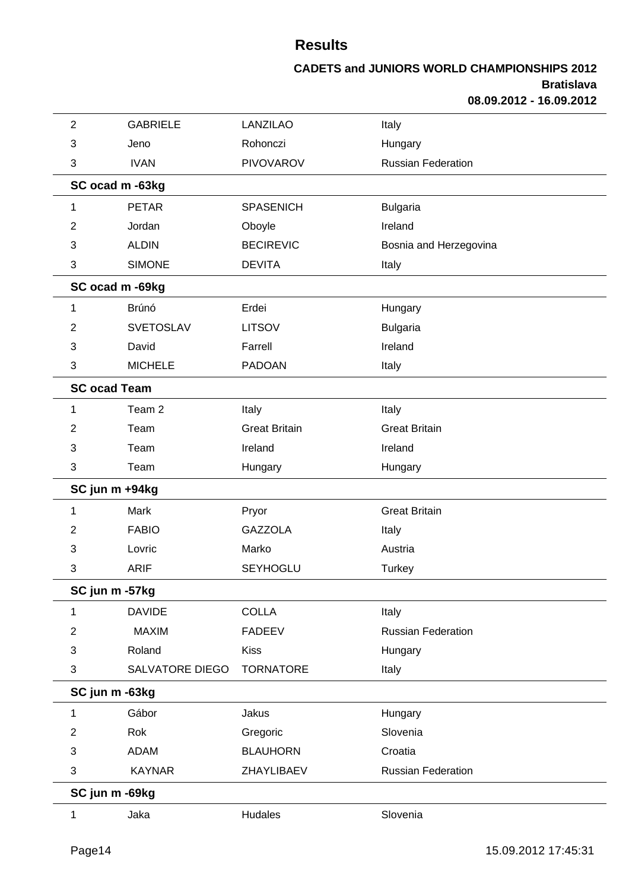# Results

**CADETS and JUNIORS WORLD CHAMPIONSHIPS 2012**
**Bratislava**
**08.09.2012 - 16.09.2012**

| | | | |
|---|---|---|---|
| 2 | GABRIELE | LANZILAO | Italy |
| 3 | Jeno | Rohonczi | Hungary |
| 3 | IVAN | PIVOVAROV | Russian Federation |

**SC ocad m -63kg**

| | | | |
|---|---|---|---|
| 1 | PETAR | SPASENICH | Bulgaria |
| 2 | Jordan | Oboyle | Ireland |
| 3 | ALDIN | BECIREVIC | Bosnia and Herzegovina |
| 3 | SIMONE | DEVITA | Italy |

**SC ocad m -69kg**

| | | | |
|---|---|---|---|
| 1 | Brúnó | Erdei | Hungary |
| 2 | SVETOSLAV | LITSOV | Bulgaria |
| 3 | David | Farrell | Ireland |
| 3 | MICHELE | PADOAN | Italy |

**SC ocad Team**

| | | | |
|---|---|---|---|
| 1 | Team 2 | Italy | Italy |
| 2 | Team | Great Britain | Great Britain |
| 3 | Team | Ireland | Ireland |
| 3 | Team | Hungary | Hungary |

**SC jun m +94kg**

| | | | |
|---|---|---|---|
| 1 | Mark | Pryor | Great Britain |
| 2 | FABIO | GAZZOLA | Italy |
| 3 | Lovric | Marko | Austria |
| 3 | ARIF | SEYHOGLU | Turkey |

**SC jun m -57kg**

| | | | |
|---|---|---|---|
| 1 | DAVIDE | COLLA | Italy |
| 2 | MAXIM | FADEEV | Russian Federation |
| 3 | Roland | Kiss | Hungary |
| 3 | SALVATORE DIEGO | TORNATORE | Italy |

**SC jun m -63kg**

| | | | |
|---|---|---|---|
| 1 | Gábor | Jakus | Hungary |
| 2 | Rok | Gregoric | Slovenia |
| 3 | ADAM | BLAUHORN | Croatia |
| 3 | KAYNAR | ZHAYLIBAEV | Russian Federation |

**SC jun m -69kg**

| | | | |
|---|---|---|---|
| 1 | Jaka | Hudales | Slovenia |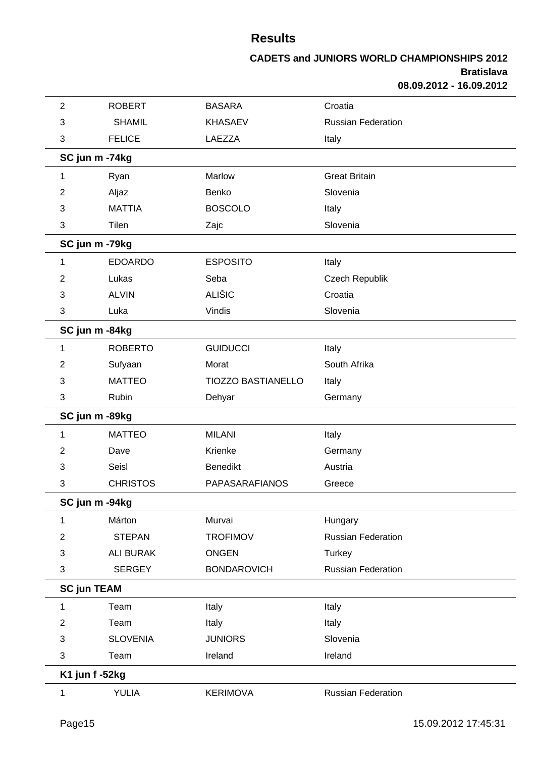# Results

**CADETS and JUNIORS WORLD CHAMPIONSHIPS 2012**
**Bratislava**
**08.09.2012 - 16.09.2012**

| | | | |
|---|---|---|---|
| 2 | ROBERT | BASARA | Croatia |
| 3 | SHAMIL | KHASAEV | Russian Federation |
| 3 | FELICE | LAEZZA | Italy |

**SC jun m -74kg**

| | | | |
|---|---|---|---|
| 1 | Ryan | Marlow | Great Britain |
| 2 | Aljaz | Benko | Slovenia |
| 3 | MATTIA | BOSCOLO | Italy |
| 3 | Tilen | Zajc | Slovenia |

**SC jun m -79kg**

| | | | |
|---|---|---|---|
| 1 | EDOARDO | ESPOSITO | Italy |
| 2 | Lukas | Seba | Czech Republik |
| 3 | ALVIN | ALIŠIC | Croatia |
| 3 | Luka | Vindis | Slovenia |

**SC jun m -84kg**

| | | | |
|---|---|---|---|
| 1 | ROBERTO | GUIDUCCI | Italy |
| 2 | Sufyaan | Morat | South Afrika |
| 3 | MATTEO | TIOZZO BASTIANELLO | Italy |
| 3 | Rubin | Dehyar | Germany |

**SC jun m -89kg**

| | | | |
|---|---|---|---|
| 1 | MATTEO | MILANI | Italy |
| 2 | Dave | Krienke | Germany |
| 3 | Seisl | Benedikt | Austria |
| 3 | CHRISTOS | PAPASARAFIANOS | Greece |

**SC jun m -94kg**

| | | | |
|---|---|---|---|
| 1 | Márton | Murvai | Hungary |
| 2 | STEPAN | TROFIMOV | Russian Federation |
| 3 | ALI BURAK | ONGEN | Turkey |
| 3 | SERGEY | BONDAROVICH | Russian Federation |

**SC jun TEAM**

| | | | |
|---|---|---|---|
| 1 | Team | Italy | Italy |
| 2 | Team | Italy | Italy |
| 3 | SLOVENIA | JUNIORS | Slovenia |
| 3 | Team | Ireland | Ireland |

**K1 jun f -52kg**

| | | | |
|---|---|---|---|
| 1 | YULIA | KERIMOVA | Russian Federation |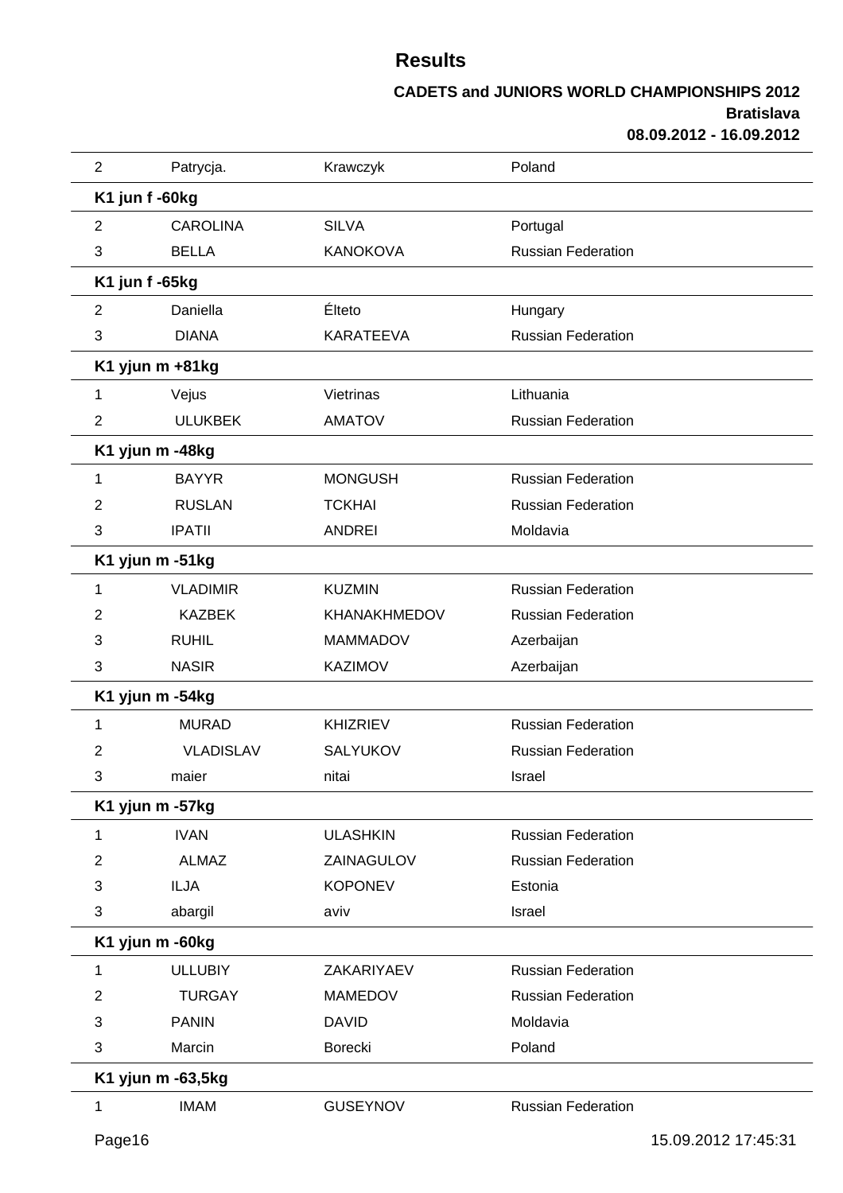# Results

**CADETS and JUNIORS WORLD CHAMPIONSHIPS 2012**
**Bratislava**
**08.09.2012 - 16.09.2012**

| | | | |
|---|---|---|---|
| 2 | Patrycja. | Krawczyk | Poland |

**K1 jun f -60kg**

| | | | |
|---|---|---|---|
| 2 | CAROLINA | SILVA | Portugal |
| 3 | BELLA | KANOKOVA | Russian Federation |

**K1 jun f -65kg**

| | | | |
|---|---|---|---|
| 2 | Daniella | Élteto | Hungary |
| 3 | DIANA | KARATEEVA | Russian Federation |

**K1 yjun m +81kg**

| | | | |
|---|---|---|---|
| 1 | Vejus | Vietrinas | Lithuania |
| 2 | ULUKBEK | AMATOV | Russian Federation |

**K1 yjun m -48kg**

| | | | |
|---|---|---|---|
| 1 | BAYYR | MONGUSH | Russian Federation |
| 2 | RUSLAN | TCKHAI | Russian Federation |
| 3 | IPATII | ANDREI | Moldavia |

**K1 yjun m -51kg**

| | | | |
|---|---|---|---|
| 1 | VLADIMIR | KUZMIN | Russian Federation |
| 2 | KAZBEK | KHANAKHMEDOV | Russian Federation |
| 3 | RUHIL | MAMMADOV | Azerbaijan |
| 3 | NASIR | KAZIMOV | Azerbaijan |

**K1 yjun m -54kg**

| | | | |
|---|---|---|---|
| 1 | MURAD | KHIZRIEV | Russian Federation |
| 2 | VLADISLAV | SALYUKOV | Russian Federation |
| 3 | maier | nitai | Israel |

**K1 yjun m -57kg**

| | | | |
|---|---|---|---|
| 1 | IVAN | ULASHKIN | Russian Federation |
| 2 | ALMAZ | ZAINAGULOV | Russian Federation |
| 3 | ILJA | KOPONEV | Estonia |
| 3 | abargil | aviv | Israel |

**K1 yjun m -60kg**

| | | | |
|---|---|---|---|
| 1 | ULLUBIY | ZAKARIYAEV | Russian Federation |
| 2 | TURGAY | MAMEDOV | Russian Federation |
| 3 | PANIN | DAVID | Moldavia |
| 3 | Marcin | Borecki | Poland |

**K1 yjun m -63,5kg**

| | | | |
|---|---|---|---|
| 1 | IMAM | GUSEYNOV | Russian Federation |

15.09.2012 17:45:31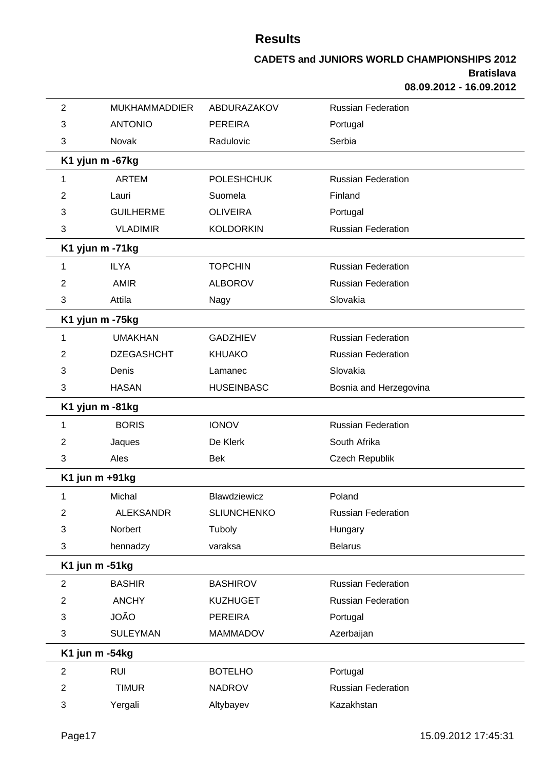# Results

**CADETS and JUNIORS WORLD CHAMPIONSHIPS 2012**
**Bratislava**
**08.09.2012 - 16.09.2012**

| | | | |
|---|---|---|---|
| 2 | MUKHAMMADDIER | ABDURAZAKOV | Russian Federation |
| 3 | ANTONIO | PEREIRA | Portugal |
| 3 | Novak | Radulovic | Serbia |

**K1 yjun m -67kg**

| | | | |
|---|---|---|---|
| 1 | ARTEM | POLESHCHUK | Russian Federation |
| 2 | Lauri | Suomela | Finland |
| 3 | GUILHERME | OLIVEIRA | Portugal |
| 3 | VLADIMIR | KOLDORKIN | Russian Federation |

**K1 yjun m -71kg**

| | | | |
|---|---|---|---|
| 1 | ILYA | TOPCHIN | Russian Federation |
| 2 | AMIR | ALBOROV | Russian Federation |
| 3 | Attila | Nagy | Slovakia |

**K1 yjun m -75kg**

| | | | |
|---|---|---|---|
| 1 | UMAKHAN | GADZHIEV | Russian Federation |
| 2 | DZEGASHCHT | KHUAKO | Russian Federation |
| 3 | Denis | Lamanec | Slovakia |
| 3 | HASAN | HUSEINBASC | Bosnia and Herzegovina |

**K1 yjun m -81kg**

| | | | |
|---|---|---|---|
| 1 | BORIS | IONOV | Russian Federation |
| 2 | Jaques | De Klerk | South Afrika |
| 3 | Ales | Bek | Czech Republik |

**K1 jun m +91kg**

| | | | |
|---|---|---|---|
| 1 | Michal | Blawdziewicz | Poland |
| 2 | ALEKSANDR | SLIUNCHENKO | Russian Federation |
| 3 | Norbert | Tuboly | Hungary |
| 3 | hennadzy | varaksa | Belarus |

**K1 jun m -51kg**

| | | | |
|---|---|---|---|
| 2 | BASHIR | BASHIROV | Russian Federation |
| 2 | ANCHY | KUZHUGET | Russian Federation |
| 3 | JOÃO | PEREIRA | Portugal |
| 3 | SULEYMAN | MAMMADOV | Azerbaijan |

**K1 jun m -54kg**

| | | | |
|---|---|---|---|
| 2 | RUI | BOTELHO | Portugal |
| 2 | TIMUR | NADROV | Russian Federation |
| 3 | Yergali | Altybayev | Kazakhstan |

15.09.2012 17:45:31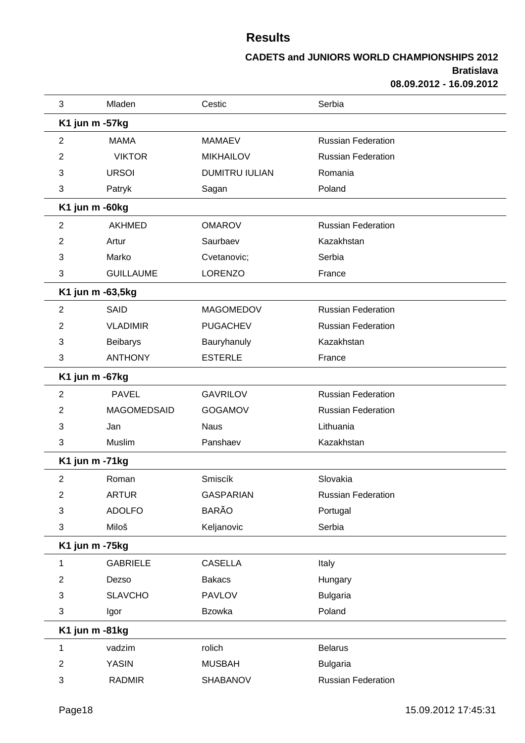# Results

**CADETS and JUNIORS WORLD CHAMPIONSHIPS 2012**
**Bratislava**
**08.09.2012 - 16.09.2012**

| | | | |
|---|---|---|---|
| 3 | Mladen | Cestic | Serbia |
| **K1 jun m -57kg** | | | |
| 2 | MAMA | MAMAEV | Russian Federation |
| 2 | VIKTOR | MIKHAILOV | Russian Federation |
| 3 | URSOI | DUMITRU IULIAN | Romania |
| 3 | Patryk | Sagan | Poland |
| **K1 jun m -60kg** | | | |
| 2 | AKHMED | OMAROV | Russian Federation |
| 2 | Artur | Saurbaev | Kazakhstan |
| 3 | Marko | Cvetanovic; | Serbia |
| 3 | GUILLAUME | LORENZO | France |
| **K1 jun m -63,5kg** | | | |
| 2 | SAID | MAGOMEDOV | Russian Federation |
| 2 | VLADIMIR | PUGACHEV | Russian Federation |
| 3 | Beibarys | Bauryhanuly | Kazakhstan |
| 3 | ANTHONY | ESTERLE | France |
| **K1 jun m -67kg** | | | |
| 2 | PAVEL | GAVRILOV | Russian Federation |
| 2 | MAGOMEDSAID | GOGAMOV | Russian Federation |
| 3 | Jan | Naus | Lithuania |
| 3 | Muslim | Panshaev | Kazakhstan |
| **K1 jun m -71kg** | | | |
| 2 | Roman | Smiscík | Slovakia |
| 2 | ARTUR | GASPARIAN | Russian Federation |
| 3 | ADOLFO | BARÃO | Portugal |
| 3 | Miloš | Keljanovic | Serbia |
| **K1 jun m -75kg** | | | |
| 1 | GABRIELE | CASELLA | Italy |
| 2 | Dezso | Bakacs | Hungary |
| 3 | SLAVCHO | PAVLOV | Bulgaria |
| 3 | Igor | Bzowka | Poland |
| **K1 jun m -81kg** | | | |
| 1 | vadzim | rolich | Belarus |
| 2 | YASIN | MUSBAH | Bulgaria |
| 3 | RADMIR | SHABANOV | Russian Federation |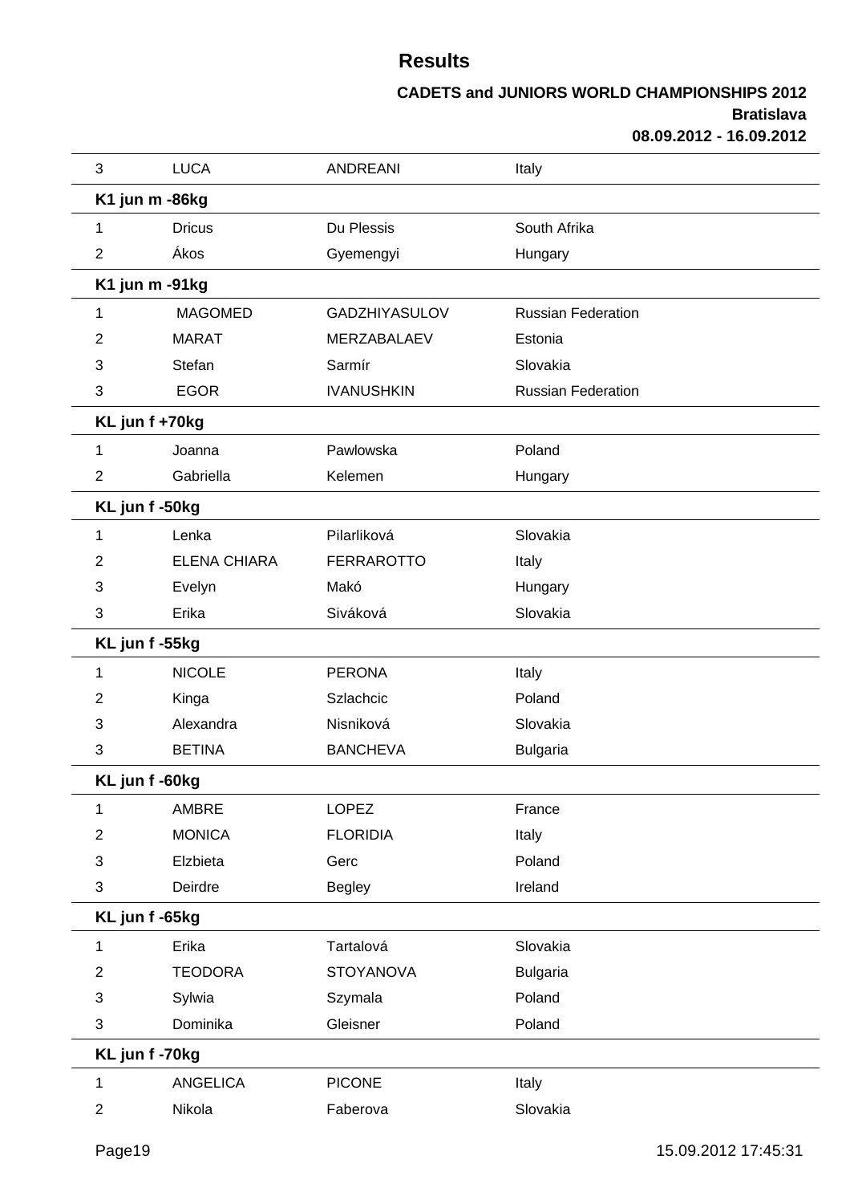# Results

**CADETS and JUNIORS WORLD CHAMPIONSHIPS 2012**
**Bratislava**
**08.09.2012 - 16.09.2012**

| | | | |
|---|---|---|---|
| 3 | LUCA | ANDREANI | Italy |
| **K1 jun m -86kg** | | | |
| 1 | Dricus | Du Plessis | South Afrika |
| 2 | Ákos | Gyemengyi | Hungary |
| **K1 jun m -91kg** | | | |
| 1 | MAGOMED | GADZHIYASULOV | Russian Federation |
| 2 | MARAT | MERZABALAEV | Estonia |
| 3 | Stefan | Sarmír | Slovakia |
| 3 | EGOR | IVANUSHKIN | Russian Federation |
| **KL jun f +70kg** | | | |
| 1 | Joanna | Pawlowska | Poland |
| 2 | Gabriella | Kelemen | Hungary |
| **KL jun f -50kg** | | | |
| 1 | Lenka | Pilarliková | Slovakia |
| 2 | ELENA CHIARA | FERRAROTTO | Italy |
| 3 | Evelyn | Makó | Hungary |
| 3 | Erika | Siváková | Slovakia |
| **KL jun f -55kg** | | | |
| 1 | NICOLE | PERONA | Italy |
| 2 | Kinga | Szlachcic | Poland |
| 3 | Alexandra | Nisniková | Slovakia |
| 3 | BETINA | BANCHEVA | Bulgaria |
| **KL jun f -60kg** | | | |
| 1 | AMBRE | LOPEZ | France |
| 2 | MONICA | FLORIDIA | Italy |
| 3 | Elzbieta | Gerc | Poland |
| 3 | Deirdre | Begley | Ireland |
| **KL jun f -65kg** | | | |
| 1 | Erika | Tartalová | Slovakia |
| 2 | TEODORA | STOYANOVA | Bulgaria |
| 3 | Sylwia | Szymala | Poland |
| 3 | Dominika | Gleisner | Poland |
| **KL jun f -70kg** | | | |
| 1 | ANGELICA | PICONE | Italy |
| 2 | Nikola | Faberova | Slovakia |

15.09.2012 17:45:31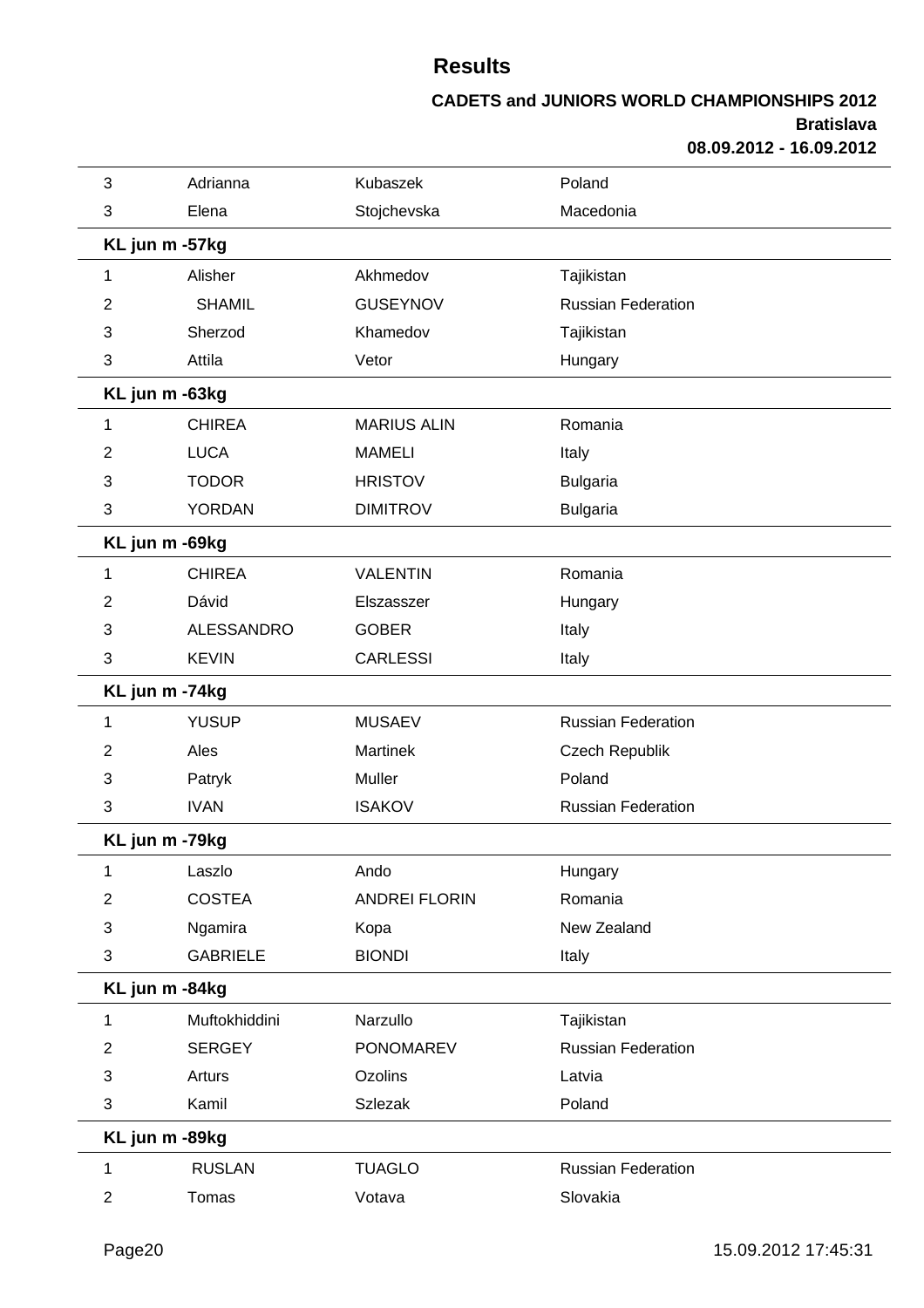# Results

**CADETS and JUNIORS WORLD CHAMPIONSHIPS 2012**
**Bratislava**
**08.09.2012 - 16.09.2012**

| | | | |
|---|---|---|---|
| 3 | Adrianna | Kubaszek | Poland |
| 3 | Elena | Stojchevska | Macedonia |
| **KL jun m -57kg** | | | |
| 1 | Alisher | Akhmedov | Tajikistan |
| 2 | SHAMIL | GUSEYNOV | Russian Federation |
| 3 | Sherzod | Khamedov | Tajikistan |
| 3 | Attila | Vetor | Hungary |
| **KL jun m -63kg** | | | |
| 1 | CHIREA | MARIUS ALIN | Romania |
| 2 | LUCA | MAMELI | Italy |
| 3 | TODOR | HRISTOV | Bulgaria |
| 3 | YORDAN | DIMITROV | Bulgaria |
| **KL jun m -69kg** | | | |
| 1 | CHIREA | VALENTIN | Romania |
| 2 | Dávid | Elszasszer | Hungary |
| 3 | ALESSANDRO | GOBER | Italy |
| 3 | KEVIN | CARLESSI | Italy |
| **KL jun m -74kg** | | | |
| 1 | YUSUP | MUSAEV | Russian Federation |
| 2 | Ales | Martinek | Czech Republik |
| 3 | Patryk | Muller | Poland |
| 3 | IVAN | ISAKOV | Russian Federation |
| **KL jun m -79kg** | | | |
| 1 | Laszlo | Ando | Hungary |
| 2 | COSTEA | ANDREI FLORIN | Romania |
| 3 | Ngamira | Kopa | New Zealand |
| 3 | GABRIELE | BIONDI | Italy |
| **KL jun m -84kg** | | | |
| 1 | Muftokhiddini | Narzullo | Tajikistan |
| 2 | SERGEY | PONOMAREV | Russian Federation |
| 3 | Arturs | Ozolins | Latvia |
| 3 | Kamil | Szlezak | Poland |
| **KL jun m -89kg** | | | |
| 1 | RUSLAN | TUAGLO | Russian Federation |
| 2 | Tomas | Votava | Slovakia |

15.09.2012 17:45:31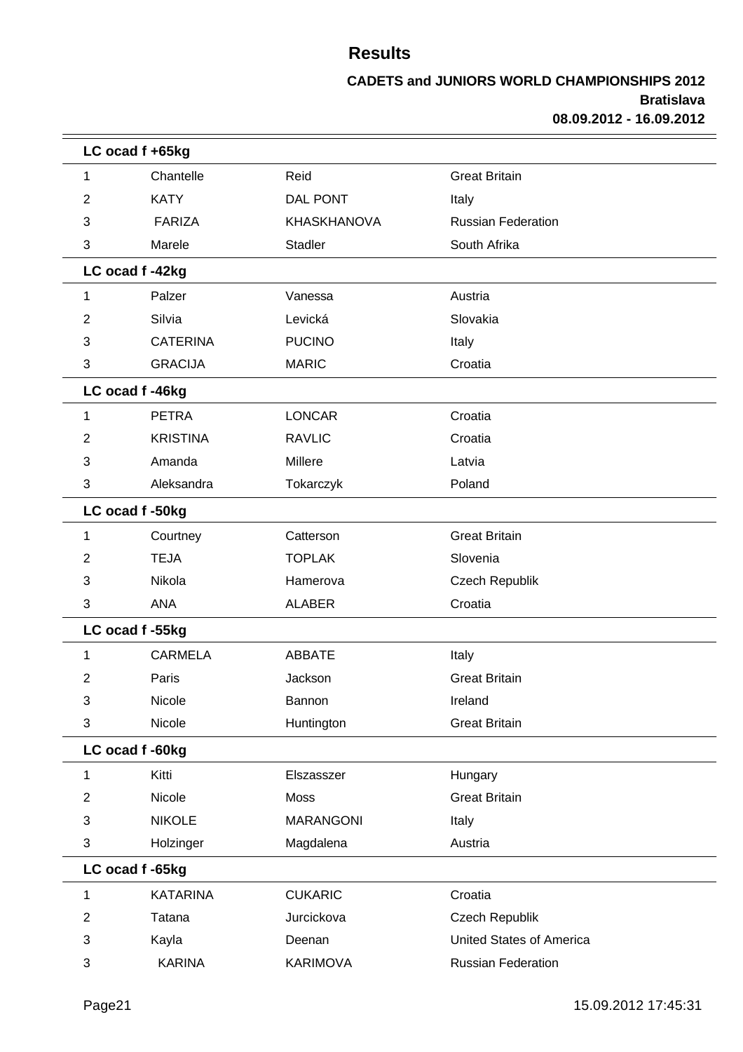# Results

**CADETS and JUNIORS WORLD CHAMPIONSHIPS 2012**
**Bratislava**
**08.09.2012 - 16.09.2012**

### LC ocad f +65kg

| | | | |
|---|---|---|---|
| 1 | Chantelle | Reid | Great Britain |
| 2 | KATY | DAL PONT | Italy |
| 3 | FARIZA | KHASKHANOVA | Russian Federation |
| 3 | Marele | Stadler | South Afrika |

### LC ocad f -42kg

| | | | |
|---|---|---|---|
| 1 | Palzer | Vanessa | Austria |
| 2 | Silvia | Levická | Slovakia |
| 3 | CATERINA | PUCINO | Italy |
| 3 | GRACIJA | MARIC | Croatia |

### LC ocad f -46kg

| | | | |
|---|---|---|---|
| 1 | PETRA | LONCAR | Croatia |
| 2 | KRISTINA | RAVLIC | Croatia |
| 3 | Amanda | Millere | Latvia |
| 3 | Aleksandra | Tokarczyk | Poland |

### LC ocad f -50kg

| | | | |
|---|---|---|---|
| 1 | Courtney | Catterson | Great Britain |
| 2 | TEJA | TOPLAK | Slovenia |
| 3 | Nikola | Hamerova | Czech Republik |
| 3 | ANA | ALABER | Croatia |

### LC ocad f -55kg

| | | | |
|---|---|---|---|
| 1 | CARMELA | ABBATE | Italy |
| 2 | Paris | Jackson | Great Britain |
| 3 | Nicole | Bannon | Ireland |
| 3 | Nicole | Huntington | Great Britain |

### LC ocad f -60kg

| | | | |
|---|---|---|---|
| 1 | Kitti | Elszasszer | Hungary |
| 2 | Nicole | Moss | Great Britain |
| 3 | NIKOLE | MARANGONI | Italy |
| 3 | Holzinger | Magdalena | Austria |

### LC ocad f -65kg

| | | | |
|---|---|---|---|
| 1 | KATARINA | CUKARIC | Croatia |
| 2 | Tatana | Jurcickova | Czech Republik |
| 3 | Kayla | Deenan | United States of America |
| 3 | KARINA | KARIMOVA | Russian Federation |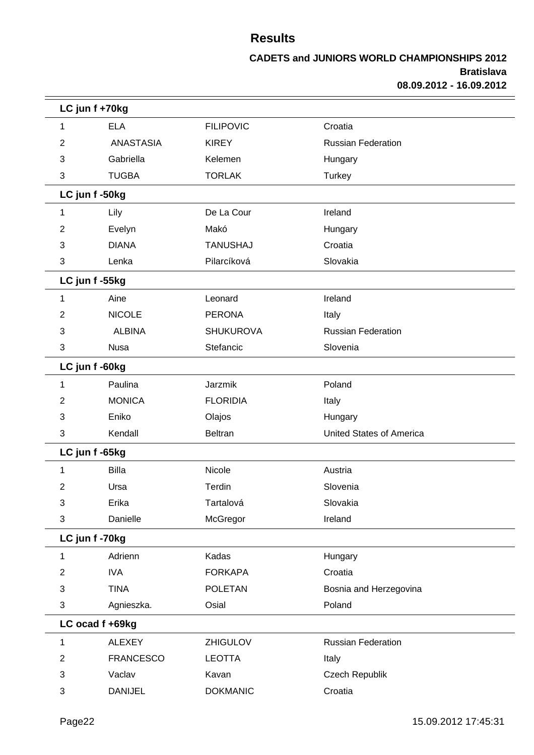# Results

**CADETS and JUNIORS WORLD CHAMPIONSHIPS 2012**
**Bratislava**
**08.09.2012 - 16.09.2012**

### LC jun f +70kg

| | | | |
|---|---|---|---|
| 1 | ELA | FILIPOVIC | Croatia |
| 2 | ANASTASIA | KIREY | Russian Federation |
| 3 | Gabriella | Kelemen | Hungary |
| 3 | TUGBA | TORLAK | Turkey |

### LC jun f -50kg

| | | | |
|---|---|---|---|
| 1 | Lily | De La Cour | Ireland |
| 2 | Evelyn | Makó | Hungary |
| 3 | DIANA | TANUSHAJ | Croatia |
| 3 | Lenka | Pilarcíková | Slovakia |

### LC jun f -55kg

| | | | |
|---|---|---|---|
| 1 | Aine | Leonard | Ireland |
| 2 | NICOLE | PERONA | Italy |
| 3 | ALBINA | SHUKUROVA | Russian Federation |
| 3 | Nusa | Stefancic | Slovenia |

### LC jun f -60kg

| | | | |
|---|---|---|---|
| 1 | Paulina | Jarzmik | Poland |
| 2 | MONICA | FLORIDIA | Italy |
| 3 | Eniko | Olajos | Hungary |
| 3 | Kendall | Beltran | United States of America |

### LC jun f -65kg

| | | | |
|---|---|---|---|
| 1 | Billa | Nicole | Austria |
| 2 | Ursa | Terdin | Slovenia |
| 3 | Erika | Tartalová | Slovakia |
| 3 | Danielle | McGregor | Ireland |

### LC jun f -70kg

| | | | |
|---|---|---|---|
| 1 | Adrienn | Kadas | Hungary |
| 2 | IVA | FORKAPA | Croatia |
| 3 | TINA | POLETAN | Bosnia and Herzegovina |
| 3 | Agnieszka. | Osial | Poland |

### LC ocad f +69kg

| | | | |
|---|---|---|---|
| 1 | ALEXEY | ZHIGULOV | Russian Federation |
| 2 | FRANCESCO | LEOTTA | Italy |
| 3 | Vaclav | Kavan | Czech Republik |
| 3 | DANIJEL | DOKMANIC | Croatia |

15.09.2012 17:45:31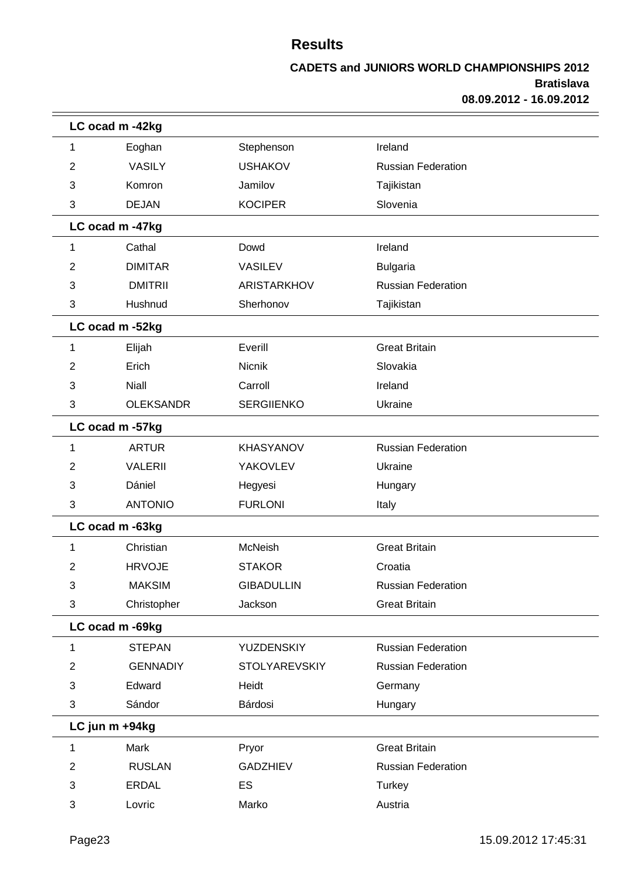# Results

**CADETS and JUNIORS WORLD CHAMPIONSHIPS 2012**
**Bratislava**
**08.09.2012 - 16.09.2012**

| **LC ocad m -42kg** | | | |
|---|---|---|---|
| 1 | Eoghan | Stephenson | Ireland |
| 2 | VASILY | USHAKOV | Russian Federation |
| 3 | Komron | Jamilov | Tajikistan |
| 3 | DEJAN | KOCIPER | Slovenia |
| **LC ocad m -47kg** | | | |
| 1 | Cathal | Dowd | Ireland |
| 2 | DIMITAR | VASILEV | Bulgaria |
| 3 | DMITRII | ARISTARKHOV | Russian Federation |
| 3 | Hushnud | Sherhonov | Tajikistan |
| **LC ocad m -52kg** | | | |
| 1 | Elijah | Everill | Great Britain |
| 2 | Erich | Nicnik | Slovakia |
| 3 | Niall | Carroll | Ireland |
| 3 | OLEKSANDR | SERGIIENKO | Ukraine |
| **LC ocad m -57kg** | | | |
| 1 | ARTUR | KHASYANOV | Russian Federation |
| 2 | VALERII | YAKOVLEV | Ukraine |
| 3 | Dániel | Hegyesi | Hungary |
| 3 | ANTONIO | FURLONI | Italy |
| **LC ocad m -63kg** | | | |
| 1 | Christian | McNeish | Great Britain |
| 2 | HRVOJE | STAKOR | Croatia |
| 3 | MAKSIM | GIBADULLIN | Russian Federation |
| 3 | Christopher | Jackson | Great Britain |
| **LC ocad m -69kg** | | | |
| 1 | STEPAN | YUZDENSKIY | Russian Federation |
| 2 | GENNADIY | STOLYAREVSKIY | Russian Federation |
| 3 | Edward | Heidt | Germany |
| 3 | Sándor | Bárdosi | Hungary |
| **LC jun m +94kg** | | | |
| 1 | Mark | Pryor | Great Britain |
| 2 | RUSLAN | GADZHIEV | Russian Federation |
| 3 | ERDAL | ES | Turkey |
| 3 | Lovric | Marko | Austria |

15.09.2012 17:45:31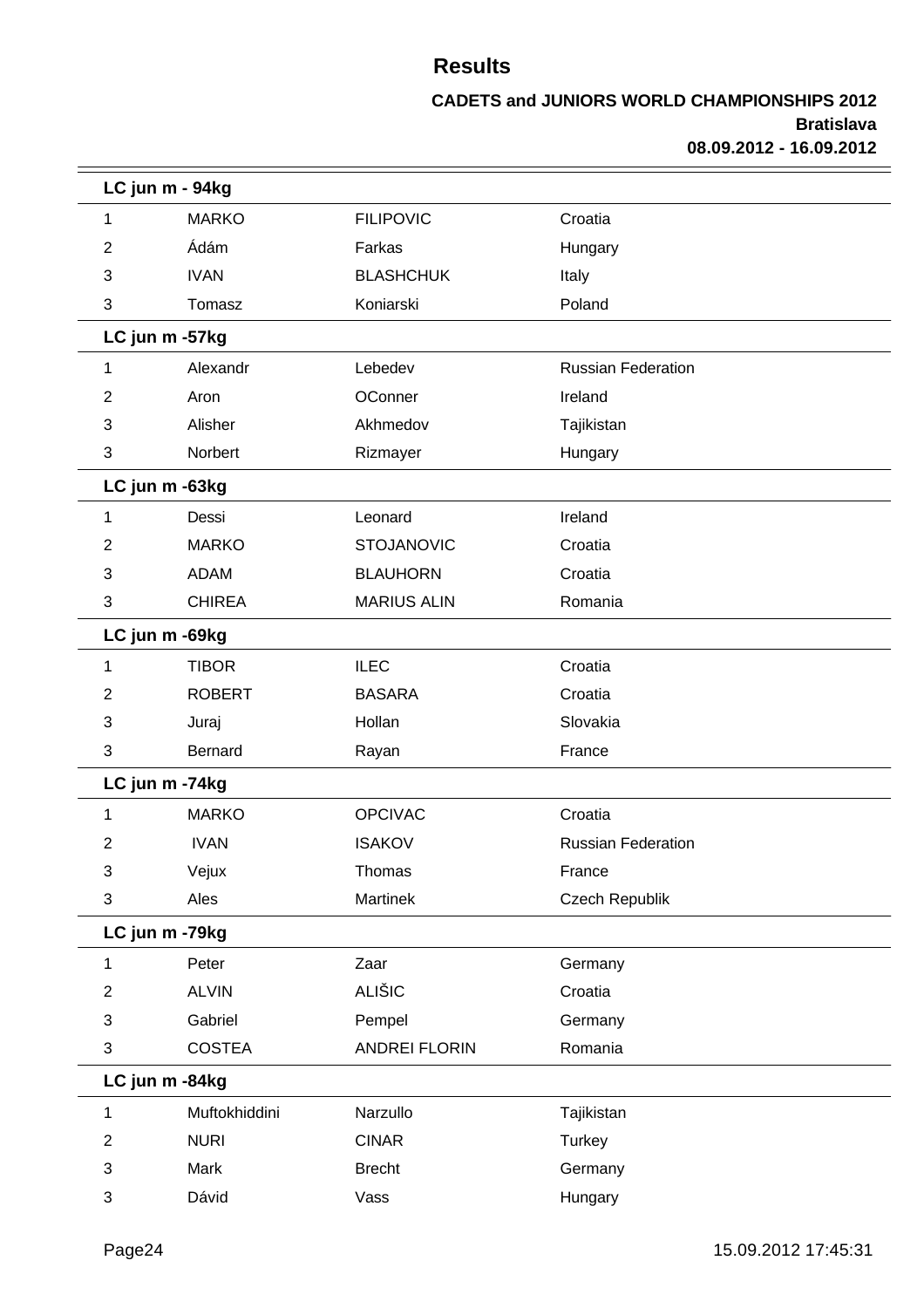# Results

**CADETS and JUNIORS WORLD CHAMPIONSHIPS 2012**
**Bratislava**
**08.09.2012 - 16.09.2012**

**LC jun m - 94kg**

| | | | |
|---|---|---|---|
| 1 | MARKO | FILIPOVIC | Croatia |
| 2 | Ádám | Farkas | Hungary |
| 3 | IVAN | BLASHCHUK | Italy |
| 3 | Tomasz | Koniarski | Poland |

**LC jun m -57kg**

| | | | |
|---|---|---|---|
| 1 | Alexandr | Lebedev | Russian Federation |
| 2 | Aron | OConner | Ireland |
| 3 | Alisher | Akhmedov | Tajikistan |
| 3 | Norbert | Rizmayer | Hungary |

**LC jun m -63kg**

| | | | |
|---|---|---|---|
| 1 | Dessi | Leonard | Ireland |
| 2 | MARKO | STOJANOVIC | Croatia |
| 3 | ADAM | BLAUHORN | Croatia |
| 3 | CHIREA | MARIUS ALIN | Romania |

**LC jun m -69kg**

| | | | |
|---|---|---|---|
| 1 | TIBOR | ILEC | Croatia |
| 2 | ROBERT | BASARA | Croatia |
| 3 | Juraj | Hollan | Slovakia |
| 3 | Bernard | Rayan | France |

**LC jun m -74kg**

| | | | |
|---|---|---|---|
| 1 | MARKO | OPCIVAC | Croatia |
| 2 | IVAN | ISAKOV | Russian Federation |
| 3 | Vejux | Thomas | France |
| 3 | Ales | Martinek | Czech Republik |

**LC jun m -79kg**

| | | | |
|---|---|---|---|
| 1 | Peter | Zaar | Germany |
| 2 | ALVIN | ALIŠIC | Croatia |
| 3 | Gabriel | Pempel | Germany |
| 3 | COSTEA | ANDREI FLORIN | Romania |

**LC jun m -84kg**

| | | | |
|---|---|---|---|
| 1 | Muftokhiddini | Narzullo | Tajikistan |
| 2 | NURI | CINAR | Turkey |
| 3 | Mark | Brecht | Germany |
| 3 | Dávid | Vass | Hungary |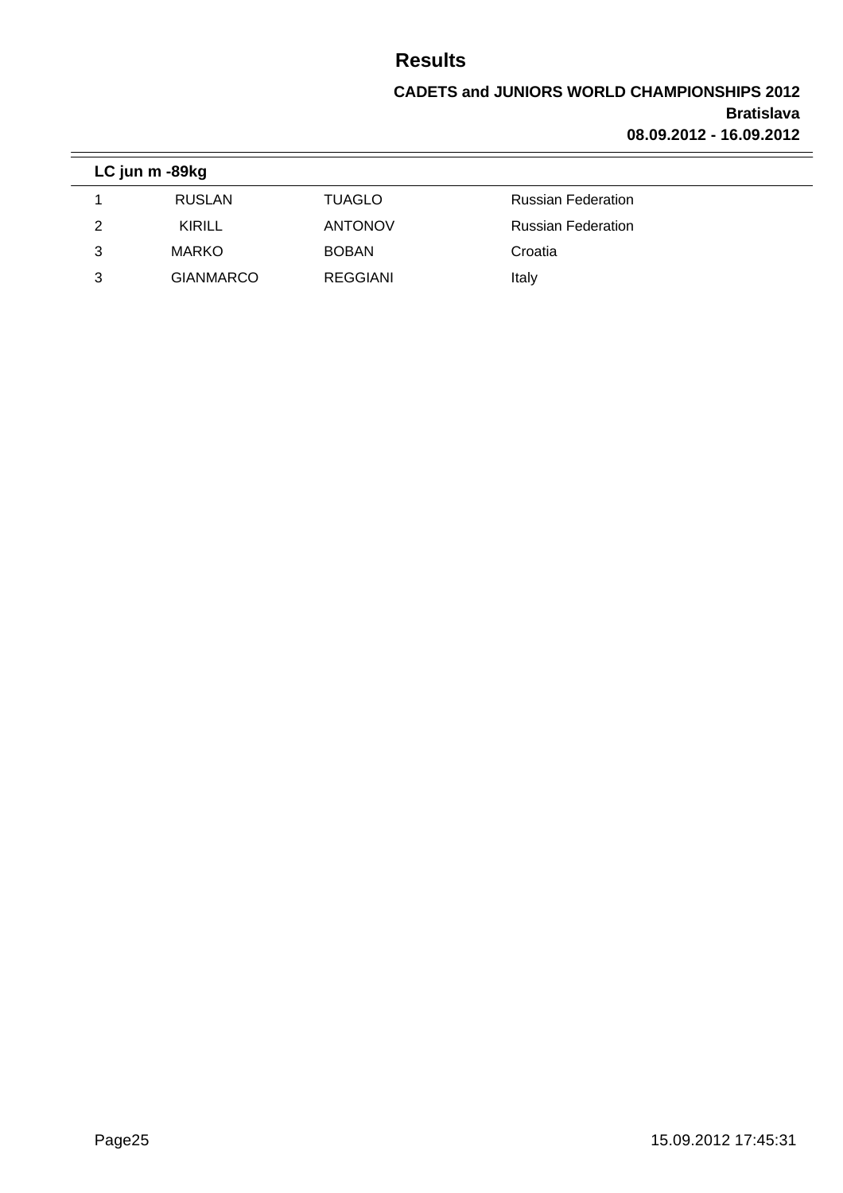# Results

**CADETS and JUNIORS WORLD CHAMPIONSHIPS 2012**
**Bratislava**
**08.09.2012 - 16.09.2012**

## LC jun m -89kg

| | | | |
|---|---|---|---|
| 1 | RUSLAN | TUAGLO | Russian Federation |
| 2 | KIRILL | ANTONOV | Russian Federation |
| 3 | MARKO | BOBAN | Croatia |
| 3 | GIANMARCO | REGGIANI | Italy |

15.09.2012 17:45:31